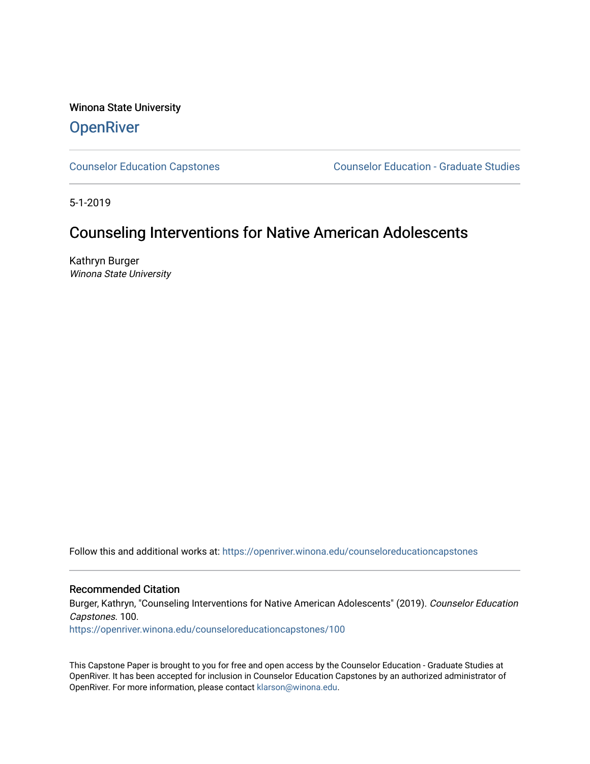Winona State University

# OpenRiver

Counselor Education Capstones | Counselor Education - Graduate Studies

5-1-2019

## Counseling Interventions for Native American Adolescents

Kathryn Burger
*Winona State University*

Follow this and additional works at: https://openriver.winona.edu/counseloreducationcapstones

### Recommended Citation

Burger, Kathryn, "Counseling Interventions for Native American Adolescents" (2019). *Counselor Education Capstones*. 100.
https://openriver.winona.edu/counseloreducationcapstones/100

This Capstone Paper is brought to you for free and open access by the Counselor Education - Graduate Studies at OpenRiver. It has been accepted for inclusion in Counselor Education Capstones by an authorized administrator of OpenRiver. For more information, please contact klarson@winona.edu.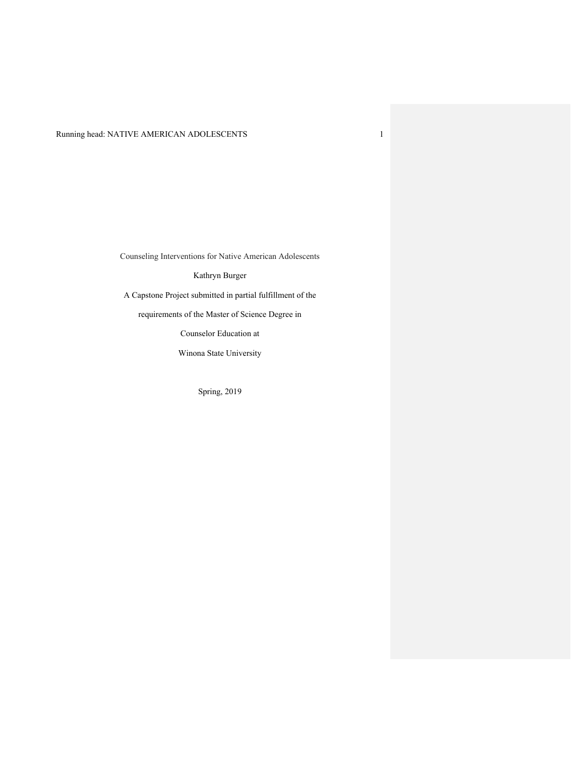Counseling Interventions for Native American Adolescents

Kathryn Burger

A Capstone Project submitted in partial fulfillment of the

requirements of the Master of Science Degree in

Counselor Education at

Winona State University

Spring, 2019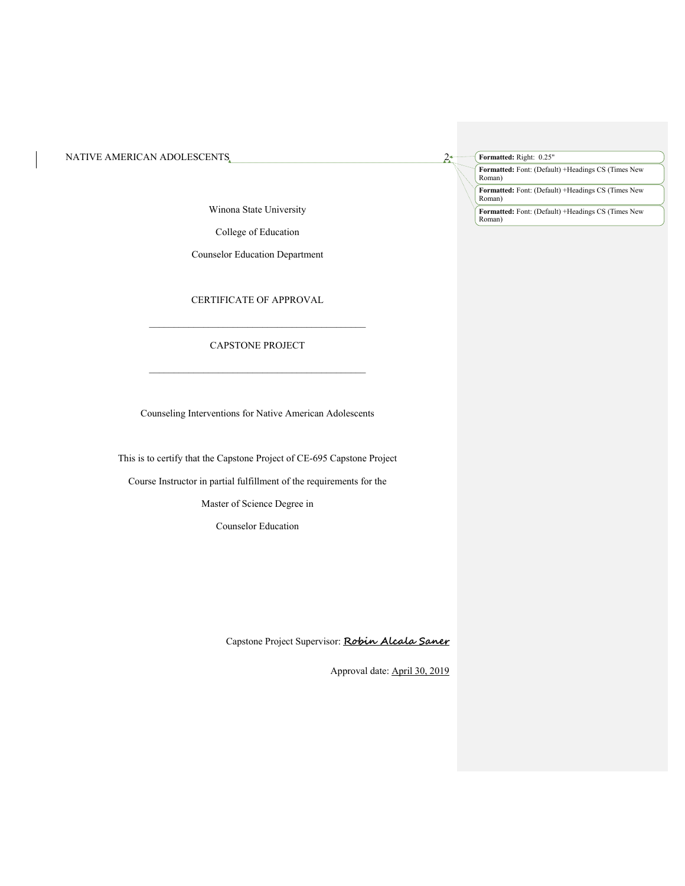Winona State University

College of Education

Counselor Education Department

CERTIFICATE OF APPROVAL

\_\_\_\_\_\_\_\_\_\_\_\_\_\_\_\_\_\_\_\_\_\_\_\_\_\_\_\_\_\_\_\_\_\_\_\_\_\_\_\_\_\_\_\_\_\_\_\_\_\_

CAPSTONE PROJECT

\_\_\_\_\_\_\_\_\_\_\_\_\_\_\_\_\_\_\_\_\_\_\_\_\_\_\_\_\_\_\_\_\_\_\_\_\_\_\_\_\_\_\_\_\_\_\_\_\_\_

Counseling Interventions for Native American Adolescents

This is to certify that the Capstone Project of CE-695 Capstone Project

Course Instructor in partial fulfillment of the requirements for the

Master of Science Degree in

Counselor Education

Capstone Project Supervisor: **Robin Alcala Saner**

Approval date: April 30, 2019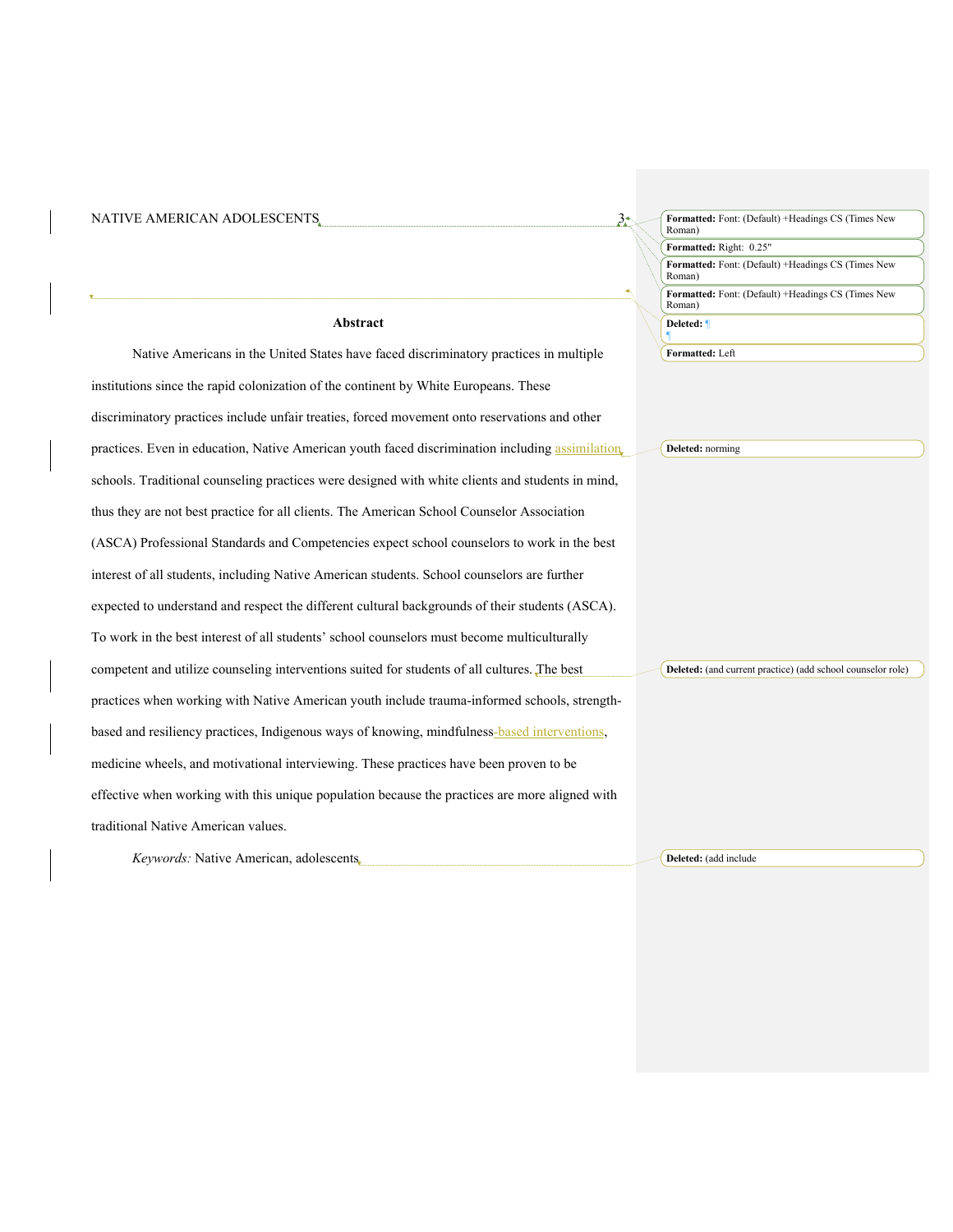## Abstract

Native Americans in the United States have faced discriminatory practices in multiple institutions since the rapid colonization of the continent by White Europeans. These discriminatory practices include unfair treaties, forced movement onto reservations and other practices. Even in education, Native American youth faced discrimination including assimilation schools. Traditional counseling practices were designed with white clients and students in mind, thus they are not best practice for all clients. The American School Counselor Association (ASCA) Professional Standards and Competencies expect school counselors to work in the best interest of all students, including Native American students. School counselors are further expected to understand and respect the different cultural backgrounds of their students (ASCA). To work in the best interest of all students' school counselors must become multiculturally competent and utilize counseling interventions suited for students of all cultures. The best practices when working with Native American youth include trauma-informed schools, strength-based and resiliency practices, Indigenous ways of knowing, mindfulness-based interventions, medicine wheels, and motivational interviewing. These practices have been proven to be effective when working with this unique population because the practices are more aligned with traditional Native American values.

*Keywords:* Native American, adolescents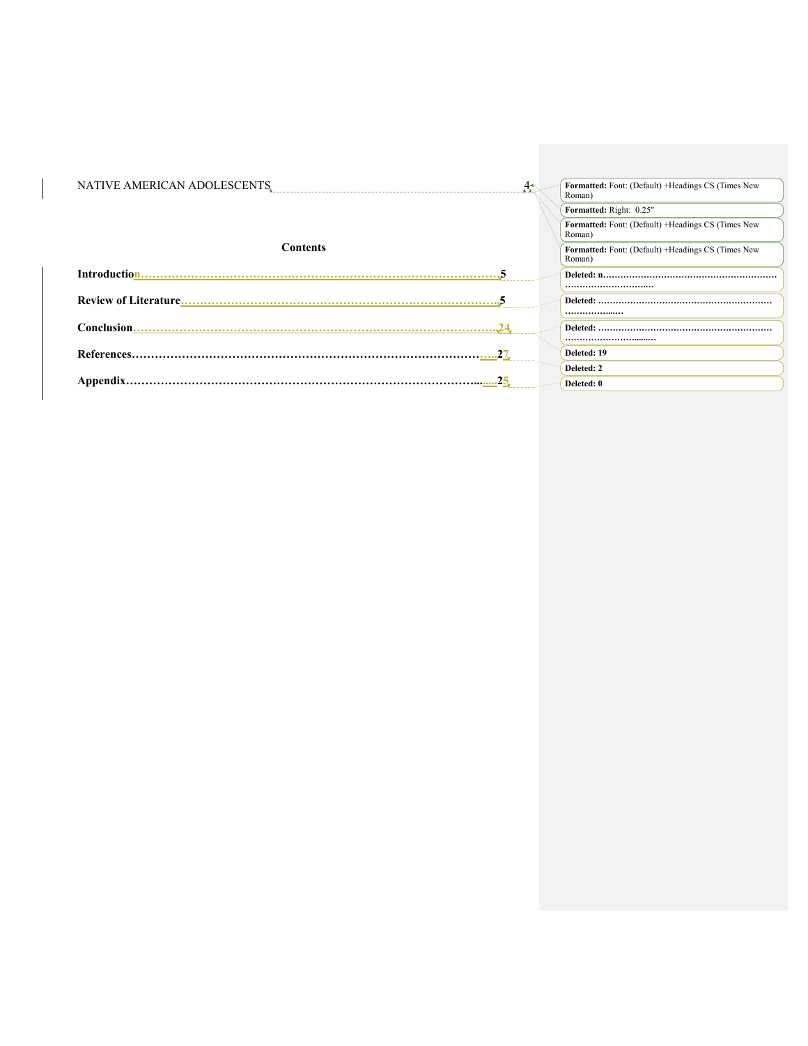# Contents

**Introduction**……………………………………………………………………………5

**Review of Literature**…………………………………………………………………5

**Conclusion**………………………………………………………………………………24

**References**………………………………………………………………………………27

**Appendix**…………………………………………………………………………………25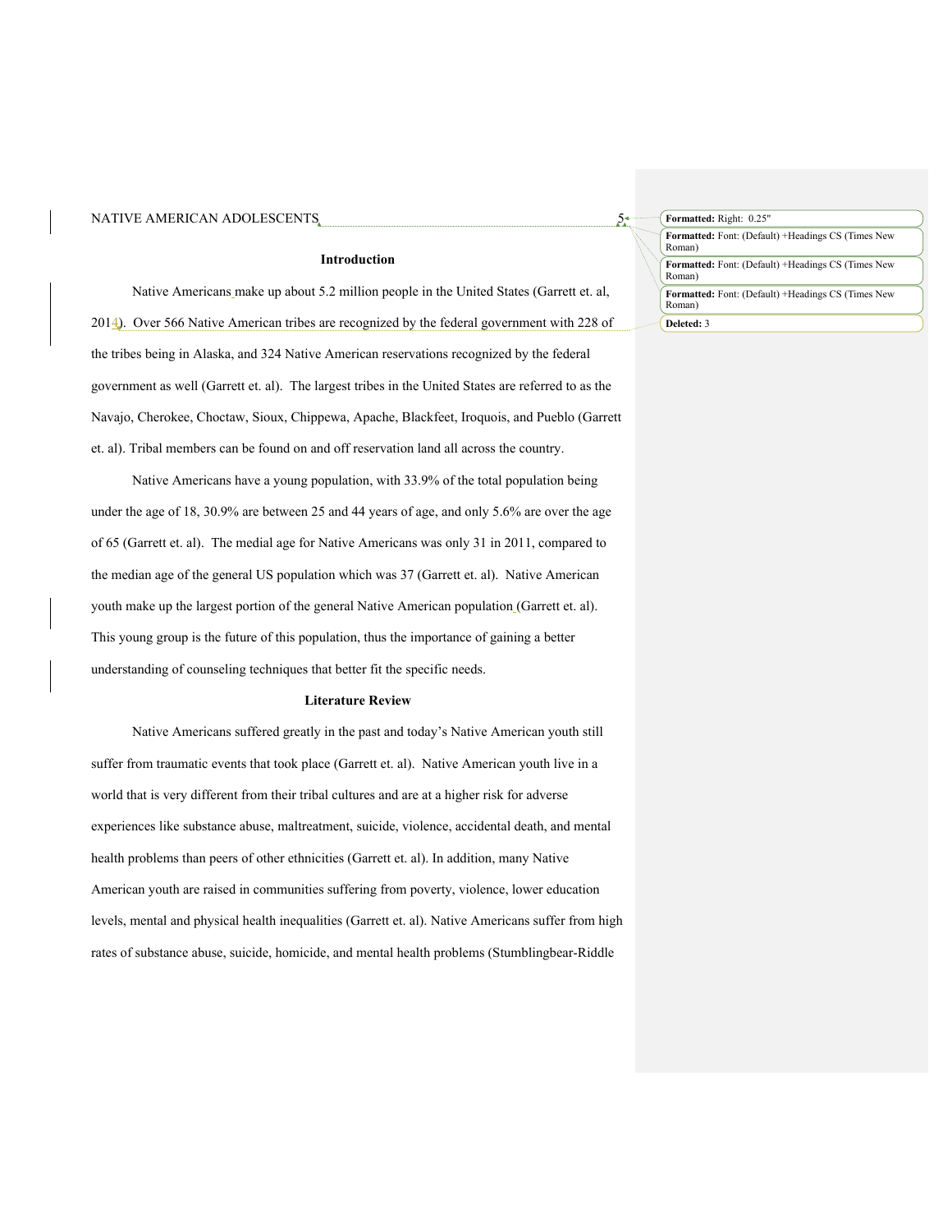## Introduction

Native Americans make up about 5.2 million people in the United States (Garrett et. al, 2014). Over 566 Native American tribes are recognized by the federal government with 228 of the tribes being in Alaska, and 324 Native American reservations recognized by the federal government as well (Garrett et. al). The largest tribes in the United States are referred to as the Navajo, Cherokee, Choctaw, Sioux, Chippewa, Apache, Blackfeet, Iroquois, and Pueblo (Garrett et. al). Tribal members can be found on and off reservation land all across the country.

Native Americans have a young population, with 33.9% of the total population being under the age of 18, 30.9% are between 25 and 44 years of age, and only 5.6% are over the age of 65 (Garrett et. al). The medial age for Native Americans was only 31 in 2011, compared to the median age of the general US population which was 37 (Garrett et. al). Native American youth make up the largest portion of the general Native American population (Garrett et. al). This young group is the future of this population, thus the importance of gaining a better understanding of counseling techniques that better fit the specific needs.

## Literature Review

Native Americans suffered greatly in the past and today's Native American youth still suffer from traumatic events that took place (Garrett et. al). Native American youth live in a world that is very different from their tribal cultures and are at a higher risk for adverse experiences like substance abuse, maltreatment, suicide, violence, accidental death, and mental health problems than peers of other ethnicities (Garrett et. al). In addition, many Native American youth are raised in communities suffering from poverty, violence, lower education levels, mental and physical health inequalities (Garrett et. al). Native Americans suffer from high rates of substance abuse, suicide, homicide, and mental health problems (Stumblingbear-Riddle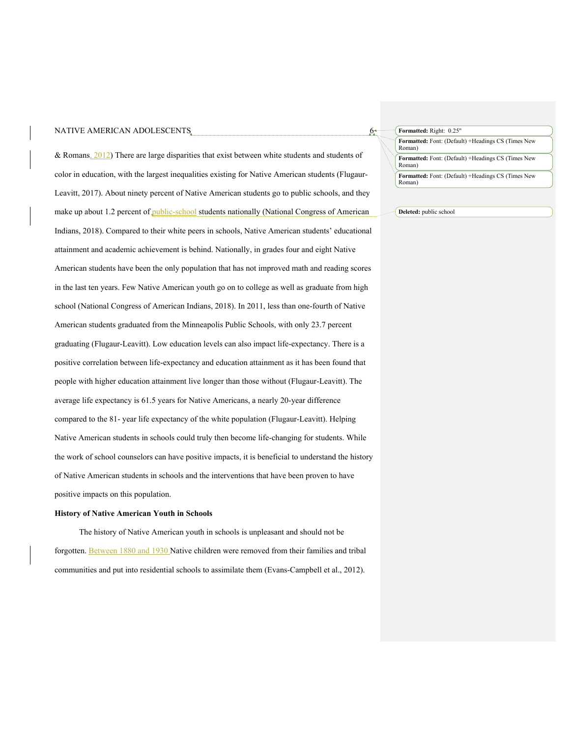& Romans, 2012) There are large disparities that exist between white students and students of color in education, with the largest inequalities existing for Native American students (Flugaur-Leavitt, 2017). About ninety percent of Native American students go to public schools, and they make up about 1.2 percent of public-school students nationally (National Congress of American Indians, 2018). Compared to their white peers in schools, Native American students' educational attainment and academic achievement is behind. Nationally, in grades four and eight Native American students have been the only population that has not improved math and reading scores in the last ten years. Few Native American youth go on to college as well as graduate from high school (National Congress of American Indians, 2018). In 2011, less than one-fourth of Native American students graduated from the Minneapolis Public Schools, with only 23.7 percent graduating (Flugaur-Leavitt). Low education levels can also impact life-expectancy. There is a positive correlation between life-expectancy and education attainment as it has been found that people with higher education attainment live longer than those without (Flugaur-Leavitt). The average life expectancy is 61.5 years for Native Americans, a nearly 20-year difference compared to the 81- year life expectancy of the white population (Flugaur-Leavitt). Helping Native American students in schools could truly then become life-changing for students. While the work of school counselors can have positive impacts, it is beneficial to understand the history of Native American students in schools and the interventions that have been proven to have positive impacts on this population.

**History of Native American Youth in Schools**

The history of Native American youth in schools is unpleasant and should not be forgotten. Between 1880 and 1930 Native children were removed from their families and tribal communities and put into residential schools to assimilate them (Evans-Campbell et al., 2012).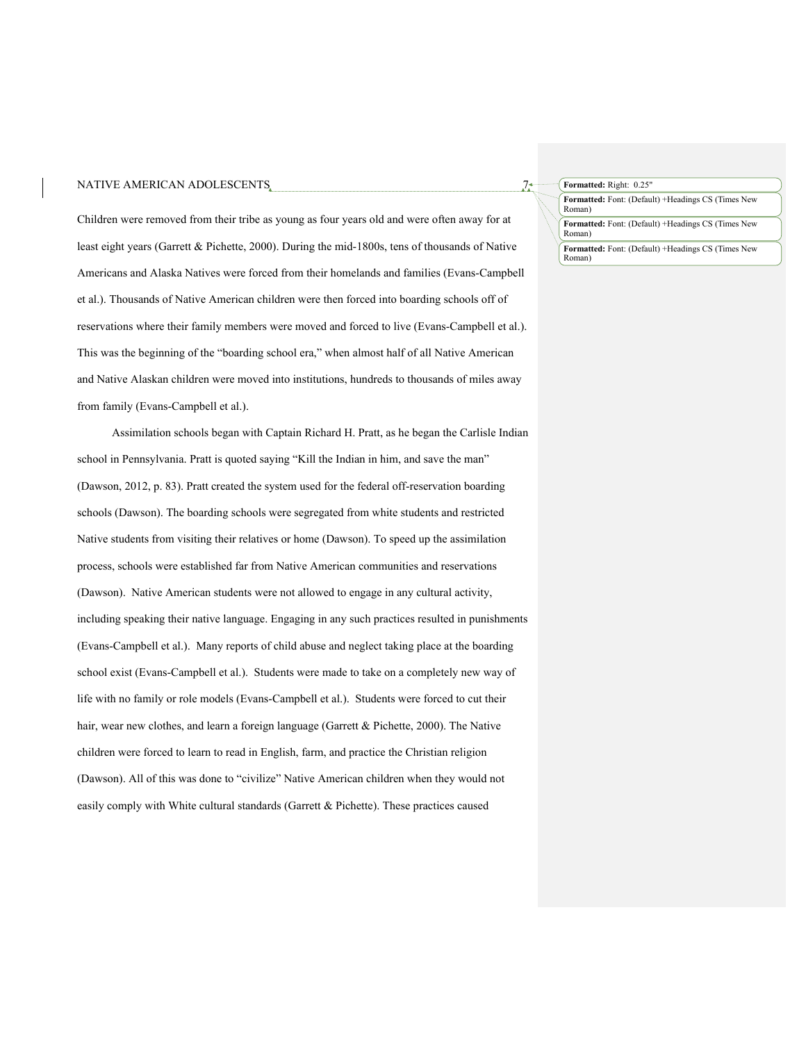Children were removed from their tribe as young as four years old and were often away for at least eight years (Garrett & Pichette, 2000). During the mid-1800s, tens of thousands of Native Americans and Alaska Natives were forced from their homelands and families (Evans-Campbell et al.). Thousands of Native American children were then forced into boarding schools off of reservations where their family members were moved and forced to live (Evans-Campbell et al.). This was the beginning of the "boarding school era," when almost half of all Native American and Native Alaskan children were moved into institutions, hundreds to thousands of miles away from family (Evans-Campbell et al.).

Assimilation schools began with Captain Richard H. Pratt, as he began the Carlisle Indian school in Pennsylvania. Pratt is quoted saying "Kill the Indian in him, and save the man" (Dawson, 2012, p. 83). Pratt created the system used for the federal off-reservation boarding schools (Dawson). The boarding schools were segregated from white students and restricted Native students from visiting their relatives or home (Dawson). To speed up the assimilation process, schools were established far from Native American communities and reservations (Dawson). Native American students were not allowed to engage in any cultural activity, including speaking their native language. Engaging in any such practices resulted in punishments (Evans-Campbell et al.). Many reports of child abuse and neglect taking place at the boarding school exist (Evans-Campbell et al.). Students were made to take on a completely new way of life with no family or role models (Evans-Campbell et al.). Students were forced to cut their hair, wear new clothes, and learn a foreign language (Garrett & Pichette, 2000). The Native children were forced to learn to read in English, farm, and practice the Christian religion (Dawson). All of this was done to "civilize" Native American children when they would not easily comply with White cultural standards (Garrett & Pichette). These practices caused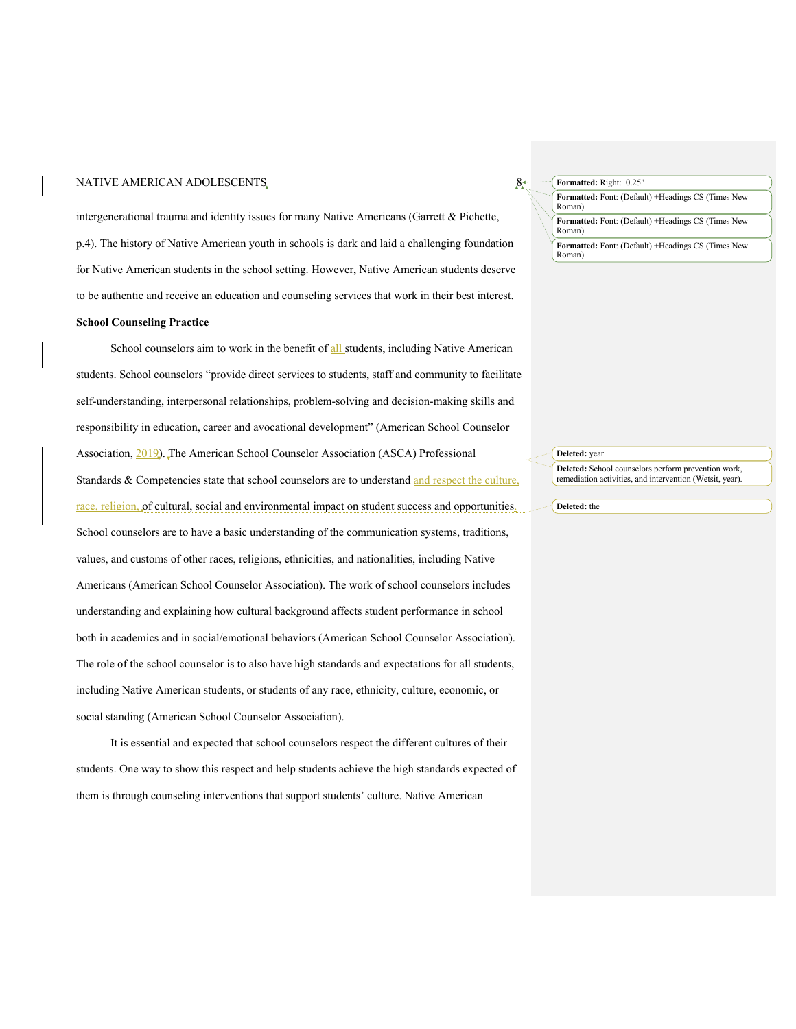intergenerational trauma and identity issues for many Native Americans (Garrett & Pichette, p.4). The history of Native American youth in schools is dark and laid a challenging foundation for Native American students in the school setting. However, Native American students deserve to be authentic and receive an education and counseling services that work in their best interest.

**School Counseling Practice**

School counselors aim to work in the benefit of all students, including Native American students. School counselors "provide direct services to students, staff and community to facilitate self-understanding, interpersonal relationships, problem-solving and decision-making skills and responsibility in education, career and avocational development" (American School Counselor Association, 2019). The American School Counselor Association (ASCA) Professional Standards & Competencies state that school counselors are to understand and respect the culture, race, religion, of cultural, social and environmental impact on student success and opportunities. School counselors are to have a basic understanding of the communication systems, traditions, values, and customs of other races, religions, ethnicities, and nationalities, including Native Americans (American School Counselor Association). The work of school counselors includes understanding and explaining how cultural background affects student performance in school both in academics and in social/emotional behaviors (American School Counselor Association). The role of the school counselor is to also have high standards and expectations for all students, including Native American students, or students of any race, ethnicity, culture, economic, or social standing (American School Counselor Association).

It is essential and expected that school counselors respect the different cultures of their students. One way to show this respect and help students achieve the high standards expected of them is through counseling interventions that support students' culture. Native American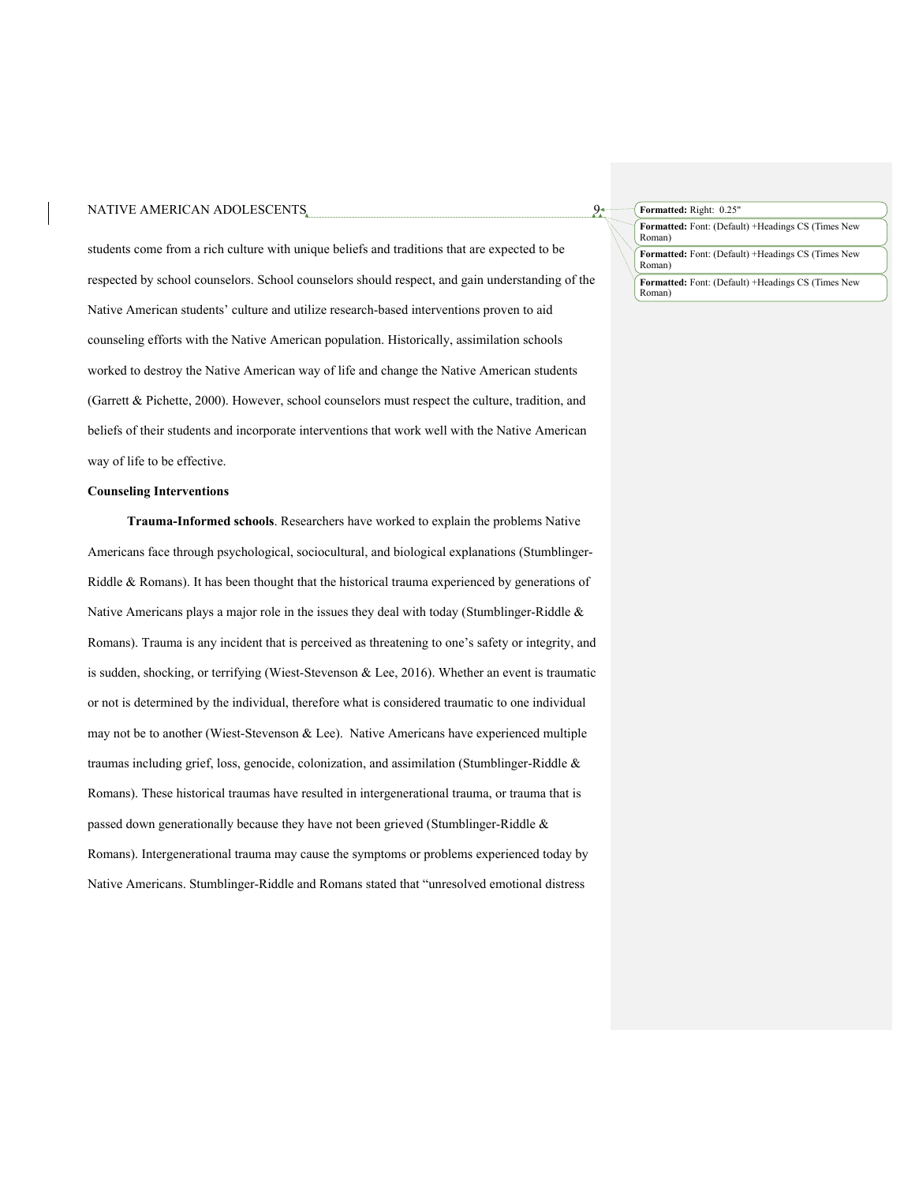students come from a rich culture with unique beliefs and traditions that are expected to be respected by school counselors. School counselors should respect, and gain understanding of the Native American students' culture and utilize research-based interventions proven to aid counseling efforts with the Native American population. Historically, assimilation schools worked to destroy the Native American way of life and change the Native American students (Garrett & Pichette, 2000). However, school counselors must respect the culture, tradition, and beliefs of their students and incorporate interventions that work well with the Native American way of life to be effective.

## Counseling Interventions

**Trauma-Informed schools**. Researchers have worked to explain the problems Native Americans face through psychological, sociocultural, and biological explanations (Stumblinger-Riddle & Romans). It has been thought that the historical trauma experienced by generations of Native Americans plays a major role in the issues they deal with today (Stumblinger-Riddle & Romans). Trauma is any incident that is perceived as threatening to one's safety or integrity, and is sudden, shocking, or terrifying (Wiest-Stevenson & Lee, 2016). Whether an event is traumatic or not is determined by the individual, therefore what is considered traumatic to one individual may not be to another (Wiest-Stevenson & Lee). Native Americans have experienced multiple traumas including grief, loss, genocide, colonization, and assimilation (Stumblinger-Riddle & Romans). These historical traumas have resulted in intergenerational trauma, or trauma that is passed down generationally because they have not been grieved (Stumblinger-Riddle & Romans). Intergenerational trauma may cause the symptoms or problems experienced today by Native Americans. Stumblinger-Riddle and Romans stated that "unresolved emotional distress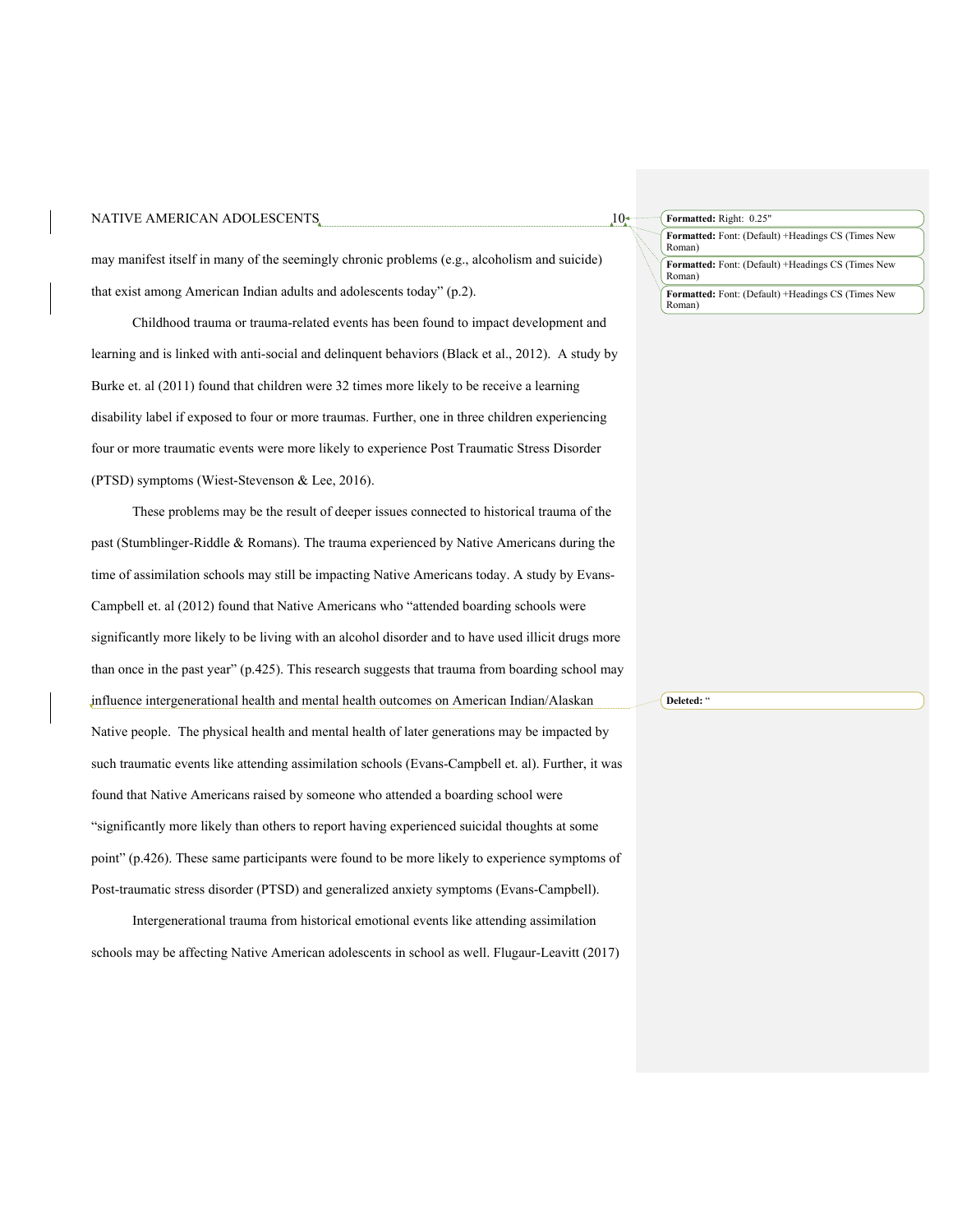may manifest itself in many of the seemingly chronic problems (e.g., alcoholism and suicide) that exist among American Indian adults and adolescents today" (p.2).

Childhood trauma or trauma-related events has been found to impact development and learning and is linked with anti-social and delinquent behaviors (Black et al., 2012). A study by Burke et. al (2011) found that children were 32 times more likely to be receive a learning disability label if exposed to four or more traumas. Further, one in three children experiencing four or more traumatic events were more likely to experience Post Traumatic Stress Disorder (PTSD) symptoms (Wiest-Stevenson & Lee, 2016).

These problems may be the result of deeper issues connected to historical trauma of the past (Stumblinger-Riddle & Romans). The trauma experienced by Native Americans during the time of assimilation schools may still be impacting Native Americans today. A study by Evans-Campbell et. al (2012) found that Native Americans who "attended boarding schools were significantly more likely to be living with an alcohol disorder and to have used illicit drugs more than once in the past year" (p.425). This research suggests that trauma from boarding school may influence intergenerational health and mental health outcomes on American Indian/Alaskan Native people. The physical health and mental health of later generations may be impacted by such traumatic events like attending assimilation schools (Evans-Campbell et. al). Further, it was found that Native Americans raised by someone who attended a boarding school were "significantly more likely than others to report having experienced suicidal thoughts at some point" (p.426). These same participants were found to be more likely to experience symptoms of Post-traumatic stress disorder (PTSD) and generalized anxiety symptoms (Evans-Campbell).

Intergenerational trauma from historical emotional events like attending assimilation schools may be affecting Native American adolescents in school as well. Flugaur-Leavitt (2017)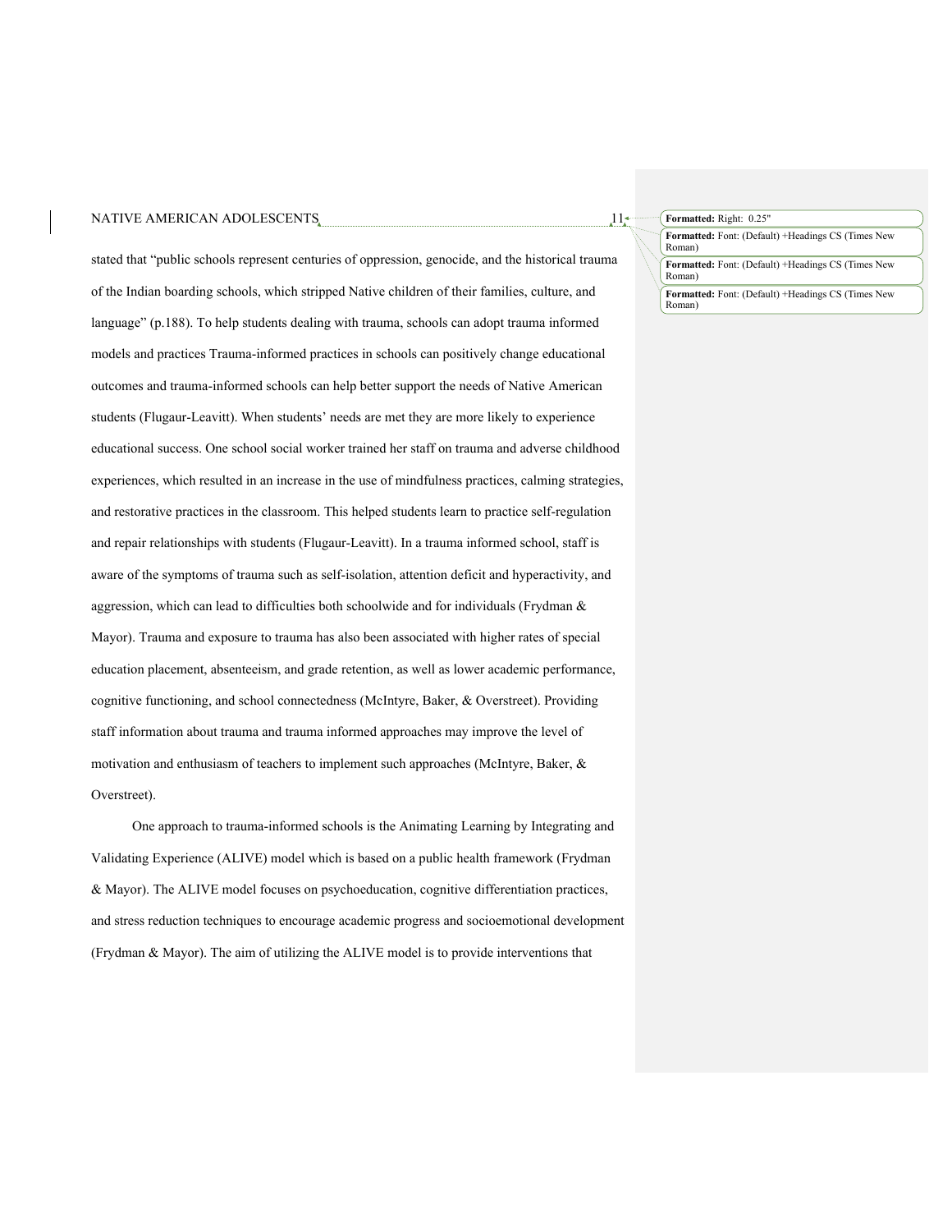stated that "public schools represent centuries of oppression, genocide, and the historical trauma of the Indian boarding schools, which stripped Native children of their families, culture, and language" (p.188). To help students dealing with trauma, schools can adopt trauma informed models and practices Trauma-informed practices in schools can positively change educational outcomes and trauma-informed schools can help better support the needs of Native American students (Flugaur-Leavitt). When students' needs are met they are more likely to experience educational success. One school social worker trained her staff on trauma and adverse childhood experiences, which resulted in an increase in the use of mindfulness practices, calming strategies, and restorative practices in the classroom. This helped students learn to practice self-regulation and repair relationships with students (Flugaur-Leavitt). In a trauma informed school, staff is aware of the symptoms of trauma such as self-isolation, attention deficit and hyperactivity, and aggression, which can lead to difficulties both schoolwide and for individuals (Frydman & Mayor). Trauma and exposure to trauma has also been associated with higher rates of special education placement, absenteeism, and grade retention, as well as lower academic performance, cognitive functioning, and school connectedness (McIntyre, Baker, & Overstreet). Providing staff information about trauma and trauma informed approaches may improve the level of motivation and enthusiasm of teachers to implement such approaches (McIntyre, Baker, & Overstreet).

One approach to trauma-informed schools is the Animating Learning by Integrating and Validating Experience (ALIVE) model which is based on a public health framework (Frydman & Mayor). The ALIVE model focuses on psychoeducation, cognitive differentiation practices, and stress reduction techniques to encourage academic progress and socioemotional development (Frydman & Mayor). The aim of utilizing the ALIVE model is to provide interventions that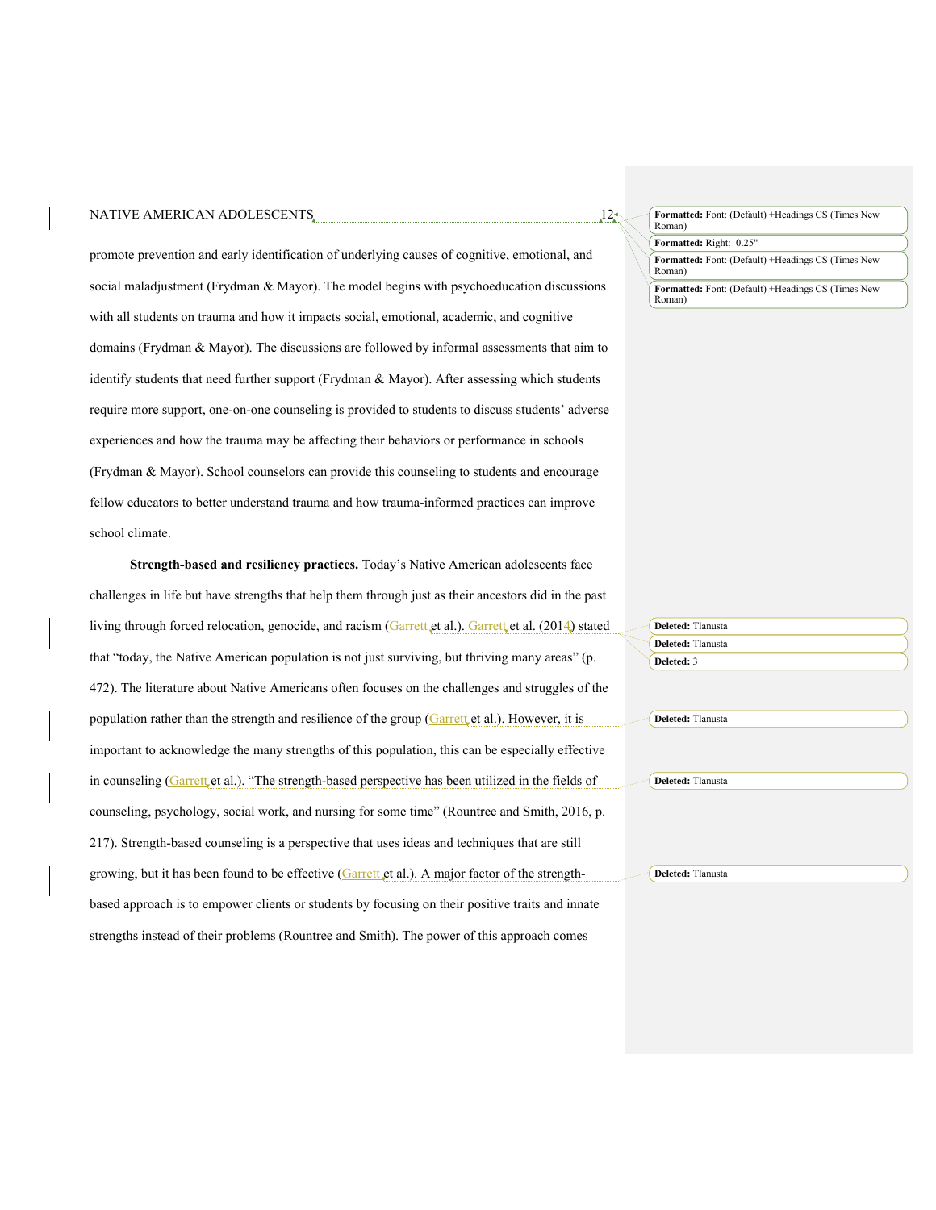promote prevention and early identification of underlying causes of cognitive, emotional, and social maladjustment (Frydman & Mayor). The model begins with psychoeducation discussions with all students on trauma and how it impacts social, emotional, academic, and cognitive domains (Frydman & Mayor). The discussions are followed by informal assessments that aim to identify students that need further support (Frydman & Mayor). After assessing which students require more support, one-on-one counseling is provided to students to discuss students' adverse experiences and how the trauma may be affecting their behaviors or performance in schools (Frydman & Mayor). School counselors can provide this counseling to students and encourage fellow educators to better understand trauma and how trauma-informed practices can improve school climate.

**Strength-based and resiliency practices.** Today's Native American adolescents face challenges in life but have strengths that help them through just as their ancestors did in the past living through forced relocation, genocide, and racism (Garrett et al.). Garrett et al. (2014) stated that "today, the Native American population is not just surviving, but thriving many areas" (p. 472). The literature about Native Americans often focuses on the challenges and struggles of the population rather than the strength and resilience of the group (Garrett et al.). However, it is important to acknowledge the many strengths of this population, this can be especially effective in counseling (Garrett et al.). "The strength-based perspective has been utilized in the fields of counseling, psychology, social work, and nursing for some time" (Rountree and Smith, 2016, p. 217). Strength-based counseling is a perspective that uses ideas and techniques that are still growing, but it has been found to be effective (Garrett et al.). A major factor of the strength-based approach is to empower clients or students by focusing on their positive traits and innate strengths instead of their problems (Rountree and Smith). The power of this approach comes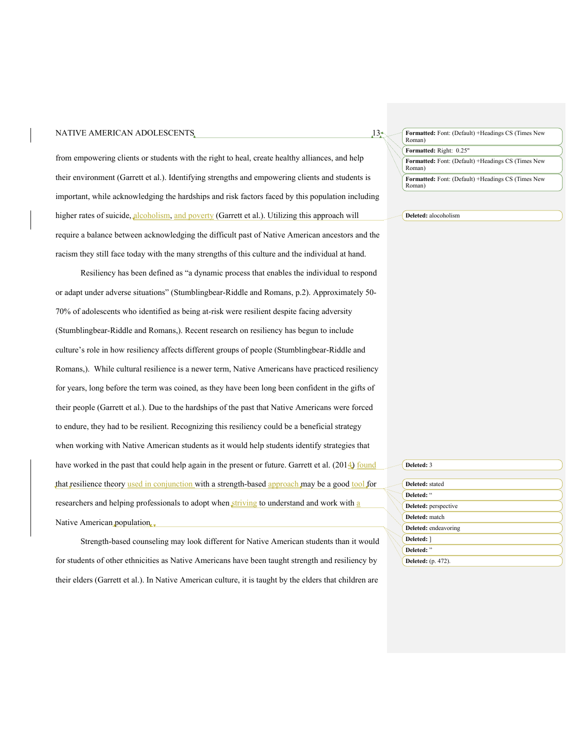from empowering clients or students with the right to heal, create healthy alliances, and help their environment (Garrett et al.). Identifying strengths and empowering clients and students is important, while acknowledging the hardships and risk factors faced by this population including higher rates of suicide, alcoholism, and poverty (Garrett et al.). Utilizing this approach will require a balance between acknowledging the difficult past of Native American ancestors and the racism they still face today with the many strengths of this culture and the individual at hand.

Resiliency has been defined as "a dynamic process that enables the individual to respond or adapt under adverse situations" (Stumblingbear-Riddle and Romans, p.2). Approximately 50-70% of adolescents who identified as being at-risk were resilient despite facing adversity (Stumblingbear-Riddle and Romans,). Recent research on resiliency has begun to include culture's role in how resiliency affects different groups of people (Stumblingbear-Riddle and Romans,). While cultural resilience is a newer term, Native Americans have practiced resiliency for years, long before the term was coined, as they have been long been confident in the gifts of their people (Garrett et al.). Due to the hardships of the past that Native Americans were forced to endure, they had to be resilient. Recognizing this resiliency could be a beneficial strategy when working with Native American students as it would help students identify strategies that have worked in the past that could help again in the present or future. Garrett et al. (2014) found that resilience theory used in conjunction with a strength-based approach may be a good tool for researchers and helping professionals to adopt when striving to understand and work with a Native American population.

Strength-based counseling may look different for Native American students than it would for students of other ethnicities as Native Americans have been taught strength and resiliency by their elders (Garrett et al.). In Native American culture, it is taught by the elders that children are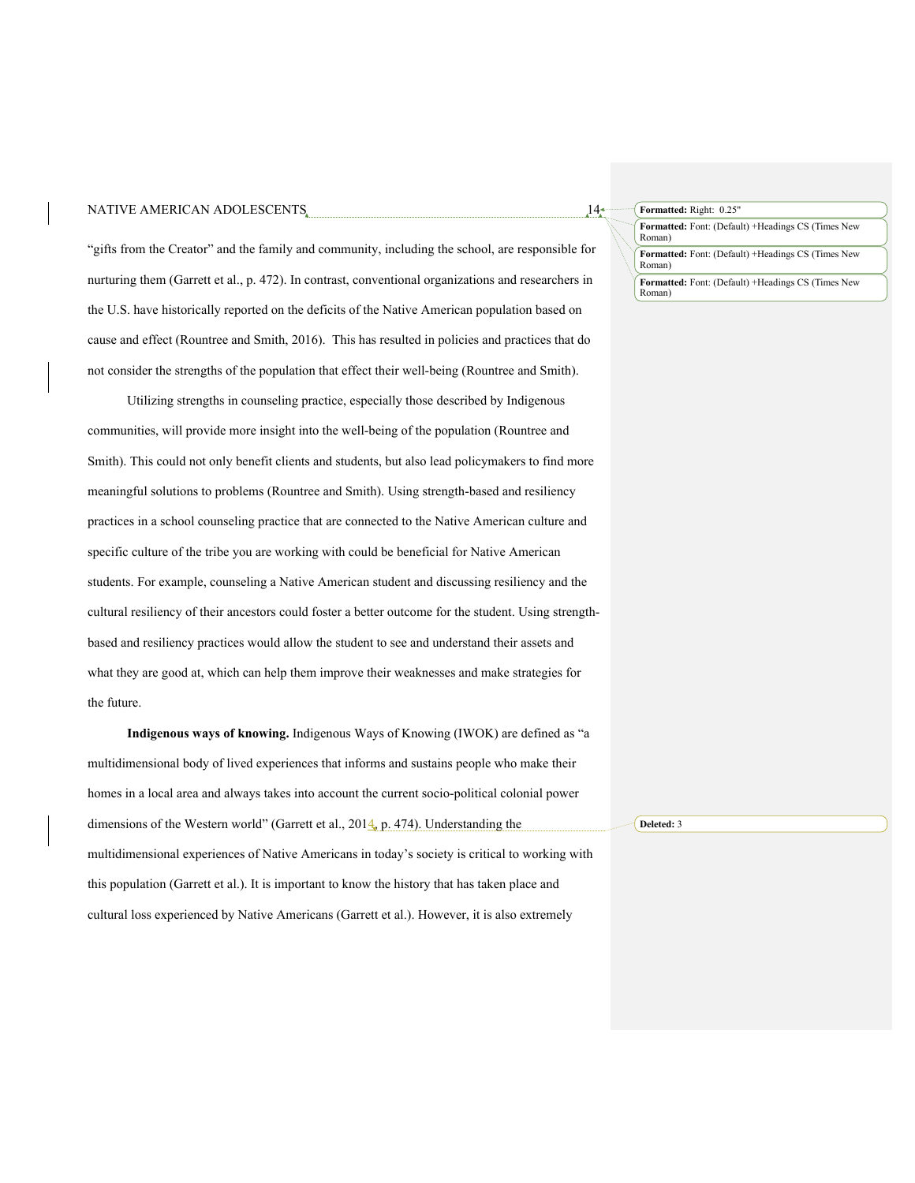"gifts from the Creator" and the family and community, including the school, are responsible for nurturing them (Garrett et al., p. 472). In contrast, conventional organizations and researchers in the U.S. have historically reported on the deficits of the Native American population based on cause and effect (Rountree and Smith, 2016). This has resulted in policies and practices that do not consider the strengths of the population that effect their well-being (Rountree and Smith).

Utilizing strengths in counseling practice, especially those described by Indigenous communities, will provide more insight into the well-being of the population (Rountree and Smith). This could not only benefit clients and students, but also lead policymakers to find more meaningful solutions to problems (Rountree and Smith). Using strength-based and resiliency practices in a school counseling practice that are connected to the Native American culture and specific culture of the tribe you are working with could be beneficial for Native American students. For example, counseling a Native American student and discussing resiliency and the cultural resiliency of their ancestors could foster a better outcome for the student. Using strength-based and resiliency practices would allow the student to see and understand their assets and what they are good at, which can help them improve their weaknesses and make strategies for the future.

**Indigenous ways of knowing.** Indigenous Ways of Knowing (IWOK) are defined as "a multidimensional body of lived experiences that informs and sustains people who make their homes in a local area and always takes into account the current socio-political colonial power dimensions of the Western world" (Garrett et al., 2014, p. 474). Understanding the multidimensional experiences of Native Americans in today's society is critical to working with this population (Garrett et al.). It is important to know the history that has taken place and cultural loss experienced by Native Americans (Garrett et al.). However, it is also extremely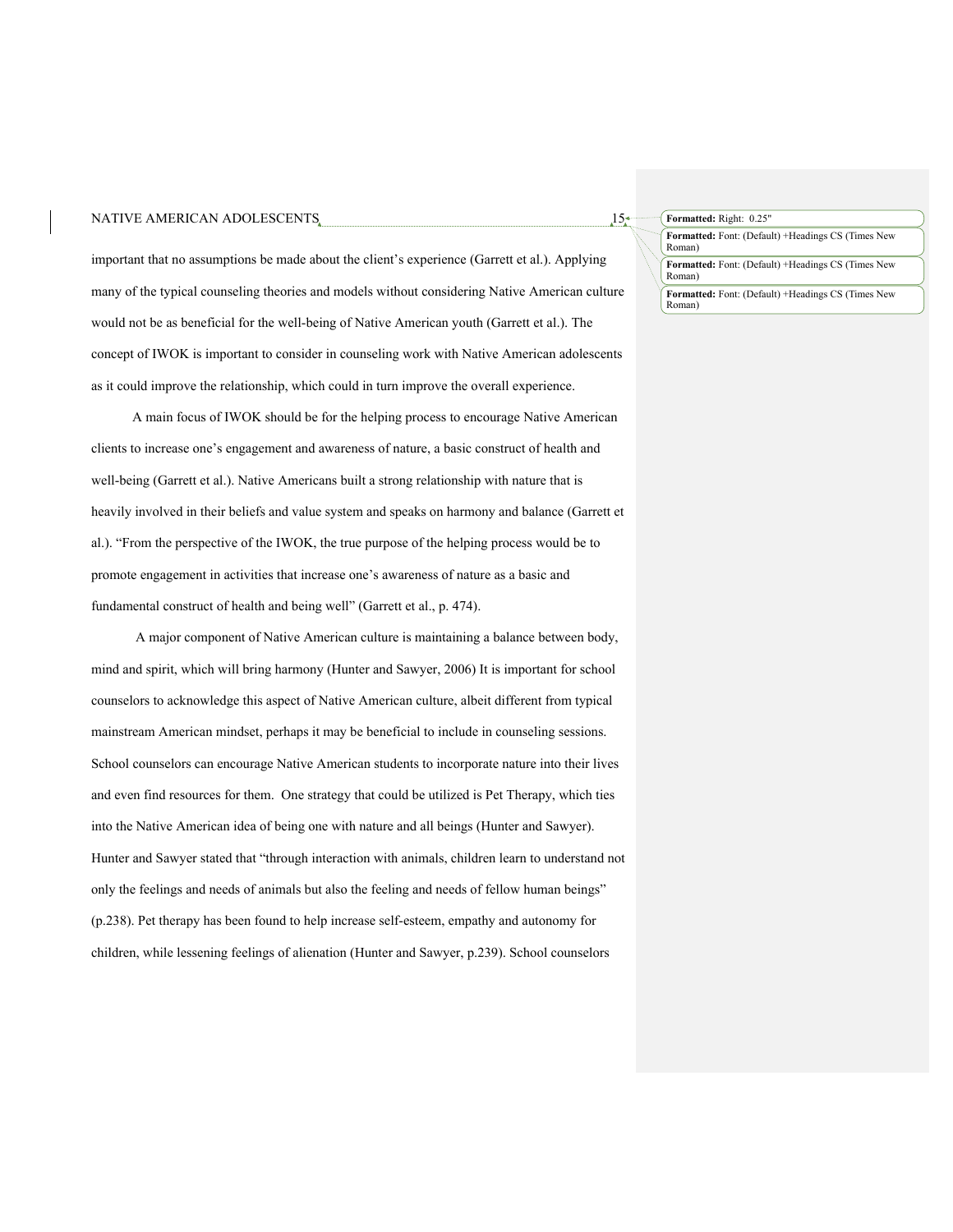important that no assumptions be made about the client's experience (Garrett et al.). Applying many of the typical counseling theories and models without considering Native American culture would not be as beneficial for the well-being of Native American youth (Garrett et al.). The concept of IWOK is important to consider in counseling work with Native American adolescents as it could improve the relationship, which could in turn improve the overall experience.

A main focus of IWOK should be for the helping process to encourage Native American clients to increase one's engagement and awareness of nature, a basic construct of health and well-being (Garrett et al.). Native Americans built a strong relationship with nature that is heavily involved in their beliefs and value system and speaks on harmony and balance (Garrett et al.). "From the perspective of the IWOK, the true purpose of the helping process would be to promote engagement in activities that increase one's awareness of nature as a basic and fundamental construct of health and being well" (Garrett et al., p. 474).

A major component of Native American culture is maintaining a balance between body, mind and spirit, which will bring harmony (Hunter and Sawyer, 2006) It is important for school counselors to acknowledge this aspect of Native American culture, albeit different from typical mainstream American mindset, perhaps it may be beneficial to include in counseling sessions. School counselors can encourage Native American students to incorporate nature into their lives and even find resources for them. One strategy that could be utilized is Pet Therapy, which ties into the Native American idea of being one with nature and all beings (Hunter and Sawyer). Hunter and Sawyer stated that "through interaction with animals, children learn to understand not only the feelings and needs of animals but also the feeling and needs of fellow human beings" (p.238). Pet therapy has been found to help increase self-esteem, empathy and autonomy for children, while lessening feelings of alienation (Hunter and Sawyer, p.239). School counselors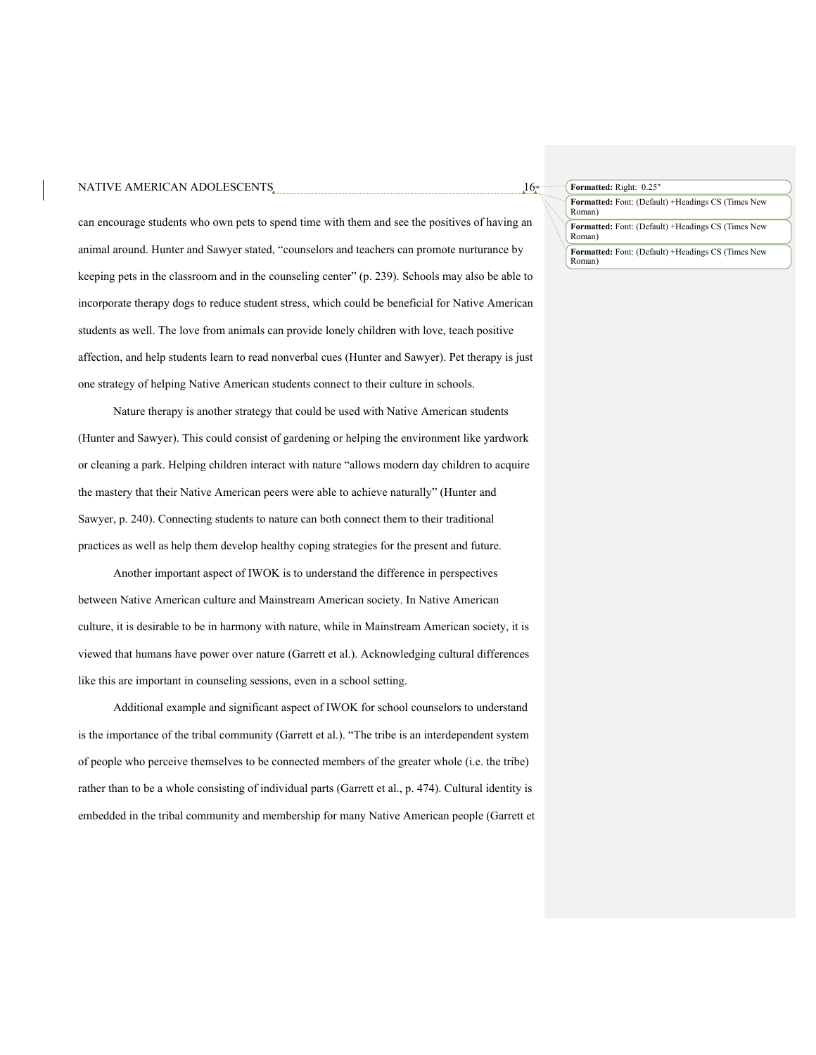can encourage students who own pets to spend time with them and see the positives of having an animal around. Hunter and Sawyer stated, "counselors and teachers can promote nurturance by keeping pets in the classroom and in the counseling center" (p. 239). Schools may also be able to incorporate therapy dogs to reduce student stress, which could be beneficial for Native American students as well. The love from animals can provide lonely children with love, teach positive affection, and help students learn to read nonverbal cues (Hunter and Sawyer). Pet therapy is just one strategy of helping Native American students connect to their culture in schools.

Nature therapy is another strategy that could be used with Native American students (Hunter and Sawyer). This could consist of gardening or helping the environment like yardwork or cleaning a park. Helping children interact with nature "allows modern day children to acquire the mastery that their Native American peers were able to achieve naturally" (Hunter and Sawyer, p. 240). Connecting students to nature can both connect them to their traditional practices as well as help them develop healthy coping strategies for the present and future.

Another important aspect of IWOK is to understand the difference in perspectives between Native American culture and Mainstream American society. In Native American culture, it is desirable to be in harmony with nature, while in Mainstream American society, it is viewed that humans have power over nature (Garrett et al.). Acknowledging cultural differences like this are important in counseling sessions, even in a school setting.

Additional example and significant aspect of IWOK for school counselors to understand is the importance of the tribal community (Garrett et al.). "The tribe is an interdependent system of people who perceive themselves to be connected members of the greater whole (i.e. the tribe) rather than to be a whole consisting of individual parts (Garrett et al., p. 474). Cultural identity is embedded in the tribal community and membership for many Native American people (Garrett et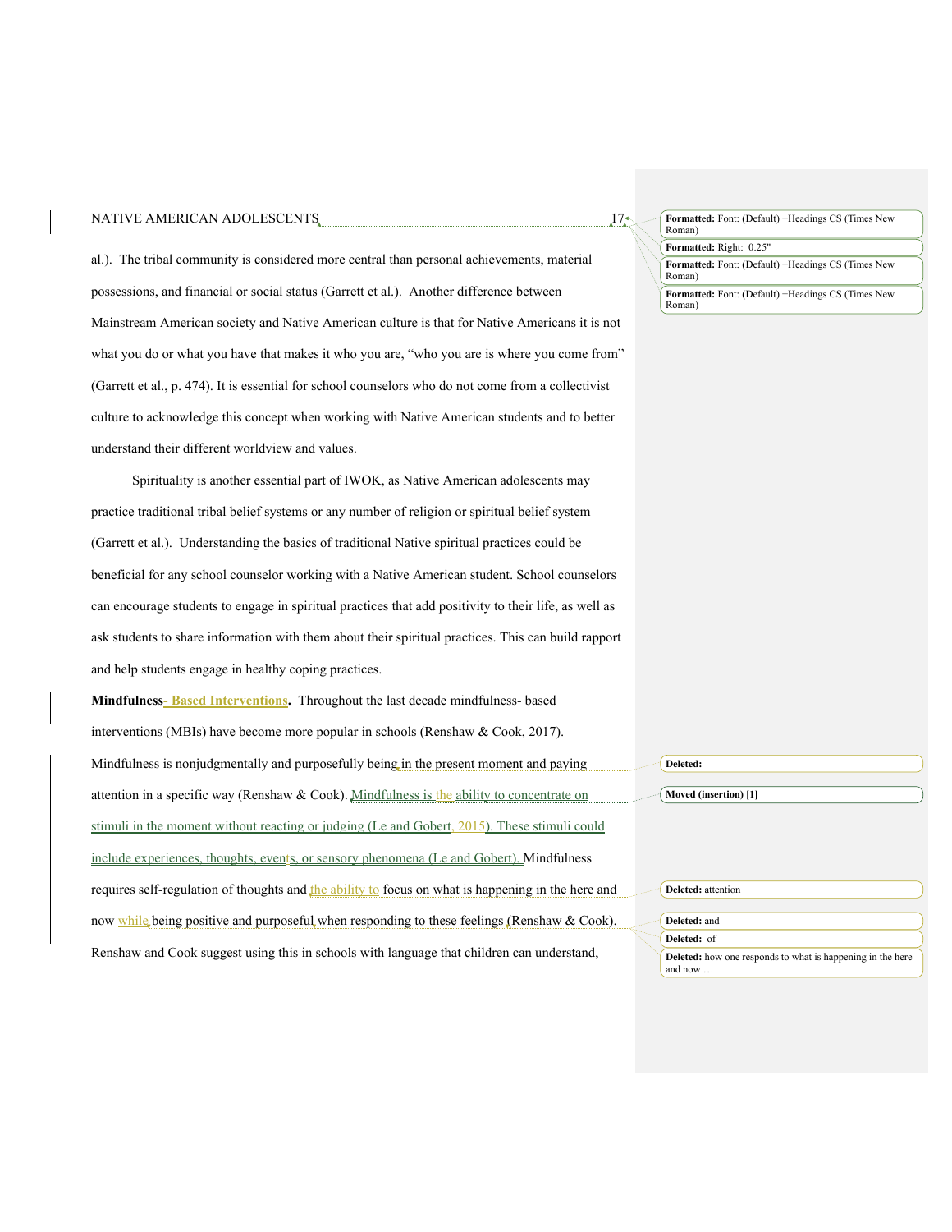al.). The tribal community is considered more central than personal achievements, material possessions, and financial or social status (Garrett et al.). Another difference between Mainstream American society and Native American culture is that for Native Americans it is not what you do or what you have that makes it who you are, "who you are is where you come from" (Garrett et al., p. 474). It is essential for school counselors who do not come from a collectivist culture to acknowledge this concept when working with Native American students and to better understand their different worldview and values.

Spirituality is another essential part of IWOK, as Native American adolescents may practice traditional tribal belief systems or any number of religion or spiritual belief system (Garrett et al.). Understanding the basics of traditional Native spiritual practices could be beneficial for any school counselor working with a Native American student. School counselors can encourage students to engage in spiritual practices that add positivity to their life, as well as ask students to share information with them about their spiritual practices. This can build rapport and help students engage in healthy coping practices.

**Mindfulness- Based Interventions.** Throughout the last decade mindfulness- based interventions (MBIs) have become more popular in schools (Renshaw & Cook, 2017). Mindfulness is nonjudgmentally and purposefully being in the present moment and paying attention in a specific way (Renshaw & Cook). Mindfulness is the ability to concentrate on stimuli in the moment without reacting or judging (Le and Gobert, 2015). These stimuli could include experiences, thoughts, events, or sensory phenomena (Le and Gobert). Mindfulness requires self-regulation of thoughts and the ability to focus on what is happening in the here and now while being positive and purposeful when responding to these feelings (Renshaw & Cook). Renshaw and Cook suggest using this in schools with language that children can understand,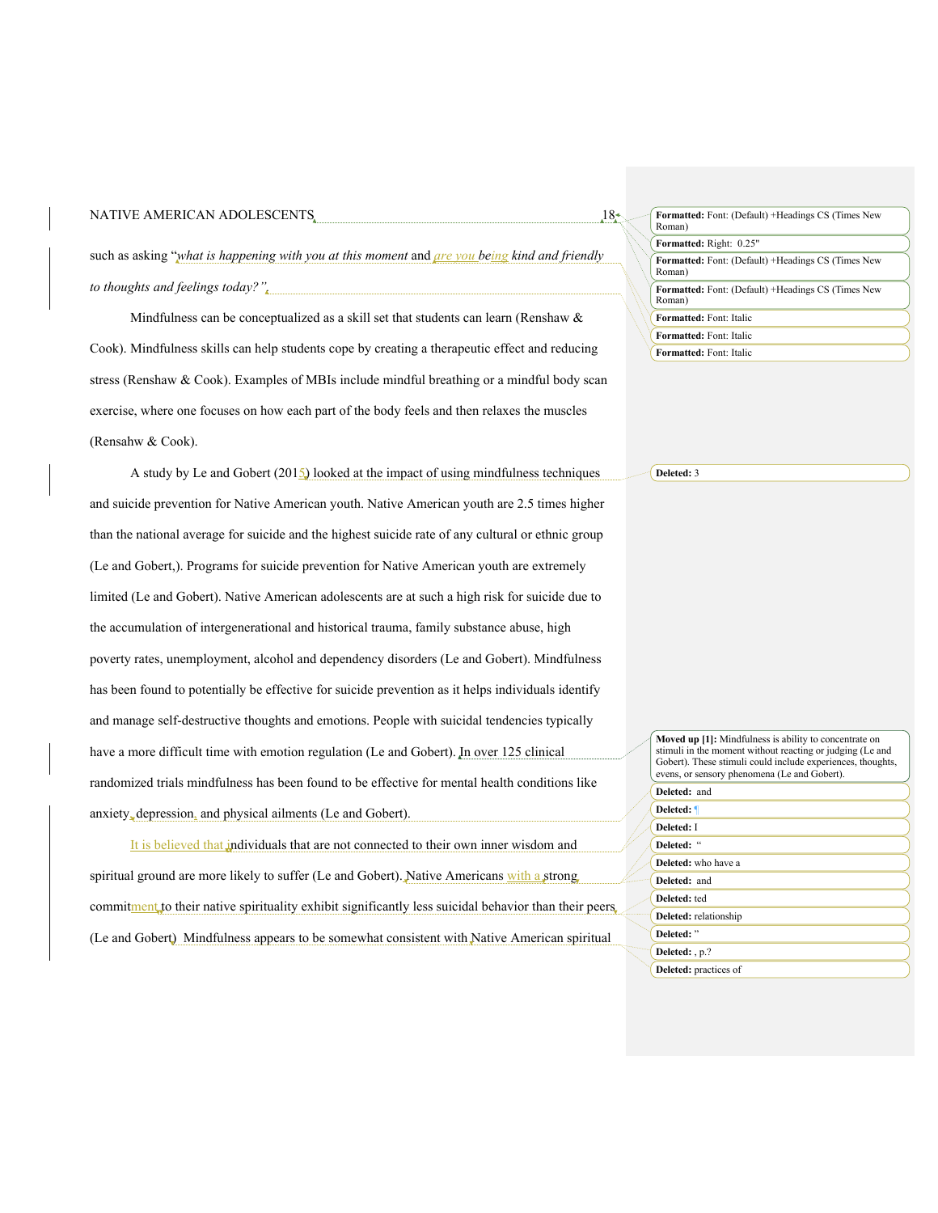such as asking "*what is happening with you at this moment* and *are you being kind and friendly to thoughts and feelings today?"*.

Mindfulness can be conceptualized as a skill set that students can learn (Renshaw & Cook). Mindfulness skills can help students cope by creating a therapeutic effect and reducing stress (Renshaw & Cook). Examples of MBIs include mindful breathing or a mindful body scan exercise, where one focuses on how each part of the body feels and then relaxes the muscles (Rensahw & Cook).

A study by Le and Gobert (2015) looked at the impact of using mindfulness techniques and suicide prevention for Native American youth. Native American youth are 2.5 times higher than the national average for suicide and the highest suicide rate of any cultural or ethnic group (Le and Gobert,). Programs for suicide prevention for Native American youth are extremely limited (Le and Gobert). Native American adolescents are at such a high risk for suicide due to the accumulation of intergenerational and historical trauma, family substance abuse, high poverty rates, unemployment, alcohol and dependency disorders (Le and Gobert). Mindfulness has been found to potentially be effective for suicide prevention as it helps individuals identify and manage self-destructive thoughts and emotions. People with suicidal tendencies typically have a more difficult time with emotion regulation (Le and Gobert). In over 125 clinical randomized trials mindfulness has been found to be effective for mental health conditions like anxiety, depression, and physical ailments (Le and Gobert).

It is believed that individuals that are not connected to their own inner wisdom and spiritual ground are more likely to suffer (Le and Gobert). Native Americans with a strong commitment to their native spirituality exhibit significantly less suicidal behavior than their peers (Le and Gobert). Mindfulness appears to be somewhat consistent with Native American spiritual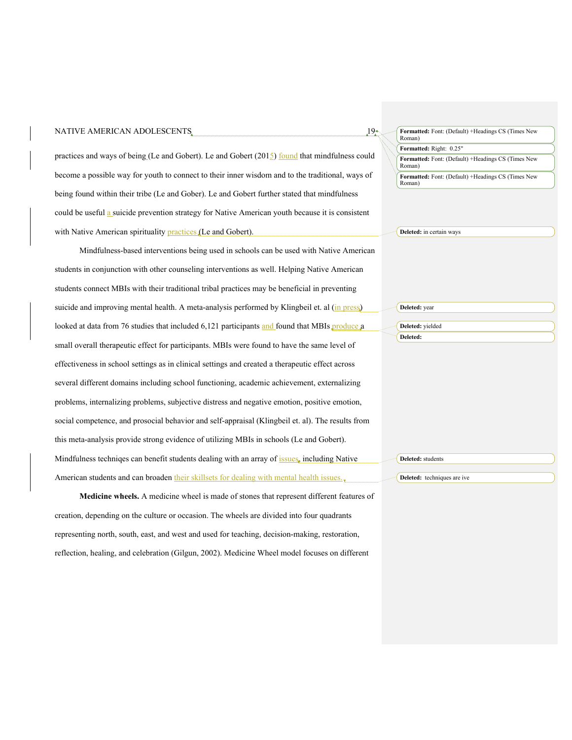practices and ways of being (Le and Gobert). Le and Gobert (2015) found that mindfulness could become a possible way for youth to connect to their inner wisdom and to the traditional, ways of being found within their tribe (Le and Gober). Le and Gobert further stated that mindfulness could be useful a suicide prevention strategy for Native American youth because it is consistent with Native American spirituality practices (Le and Gobert).

Mindfulness-based interventions being used in schools can be used with Native American students in conjunction with other counseling interventions as well. Helping Native American students connect MBIs with their traditional tribal practices may be beneficial in preventing suicide and improving mental health. A meta-analysis performed by Klingbeil et. al (in press) looked at data from 76 studies that included 6,121 participants and found that MBIs produce a small overall therapeutic effect for participants. MBIs were found to have the same level of effectiveness in school settings as in clinical settings and created a therapeutic effect across several different domains including school functioning, academic achievement, externalizing problems, internalizing problems, subjective distress and negative emotion, positive emotion, social competence, and prosocial behavior and self-appraisal (Klingbeil et. al). The results from this meta-analysis provide strong evidence of utilizing MBIs in schools (Le and Gobert). Mindfulness techniqes can benefit students dealing with an array of issues, including Native American students and can broaden their skillsets for dealing with mental health issues.

**Medicine wheels.** A medicine wheel is made of stones that represent different features of creation, depending on the culture or occasion. The wheels are divided into four quadrants representing north, south, east, and west and used for teaching, decision-making, restoration, reflection, healing, and celebration (Gilgun, 2002). Medicine Wheel model focuses on different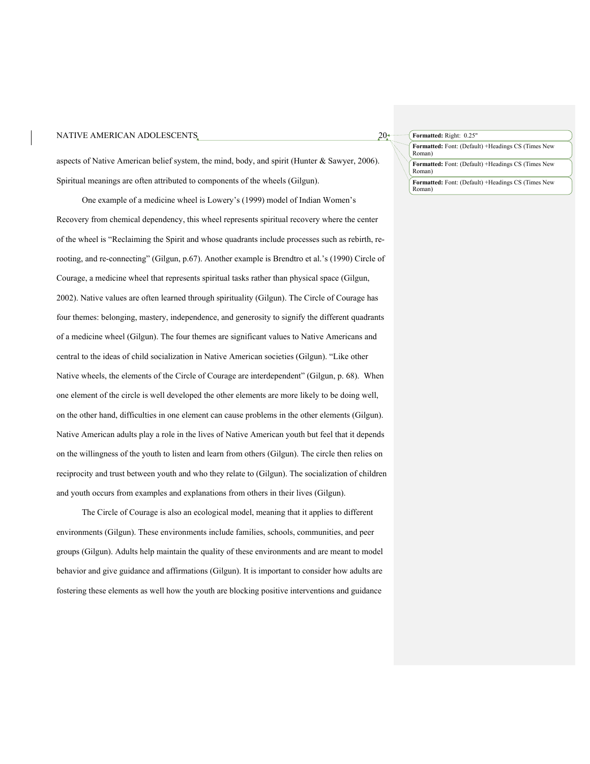aspects of Native American belief system, the mind, body, and spirit (Hunter & Sawyer, 2006). Spiritual meanings are often attributed to components of the wheels (Gilgun).

One example of a medicine wheel is Lowery's (1999) model of Indian Women's Recovery from chemical dependency, this wheel represents spiritual recovery where the center of the wheel is "Reclaiming the Spirit and whose quadrants include processes such as rebirth, re-rooting, and re-connecting" (Gilgun, p.67). Another example is Brendtro et al.'s (1990) Circle of Courage, a medicine wheel that represents spiritual tasks rather than physical space (Gilgun, 2002). Native values are often learned through spirituality (Gilgun). The Circle of Courage has four themes: belonging, mastery, independence, and generosity to signify the different quadrants of a medicine wheel (Gilgun). The four themes are significant values to Native Americans and central to the ideas of child socialization in Native American societies (Gilgun). "Like other Native wheels, the elements of the Circle of Courage are interdependent" (Gilgun, p. 68). When one element of the circle is well developed the other elements are more likely to be doing well, on the other hand, difficulties in one element can cause problems in the other elements (Gilgun). Native American adults play a role in the lives of Native American youth but feel that it depends on the willingness of the youth to listen and learn from others (Gilgun). The circle then relies on reciprocity and trust between youth and who they relate to (Gilgun). The socialization of children and youth occurs from examples and explanations from others in their lives (Gilgun).

The Circle of Courage is also an ecological model, meaning that it applies to different environments (Gilgun). These environments include families, schools, communities, and peer groups (Gilgun). Adults help maintain the quality of these environments and are meant to model behavior and give guidance and affirmations (Gilgun). It is important to consider how adults are fostering these elements as well how the youth are blocking positive interventions and guidance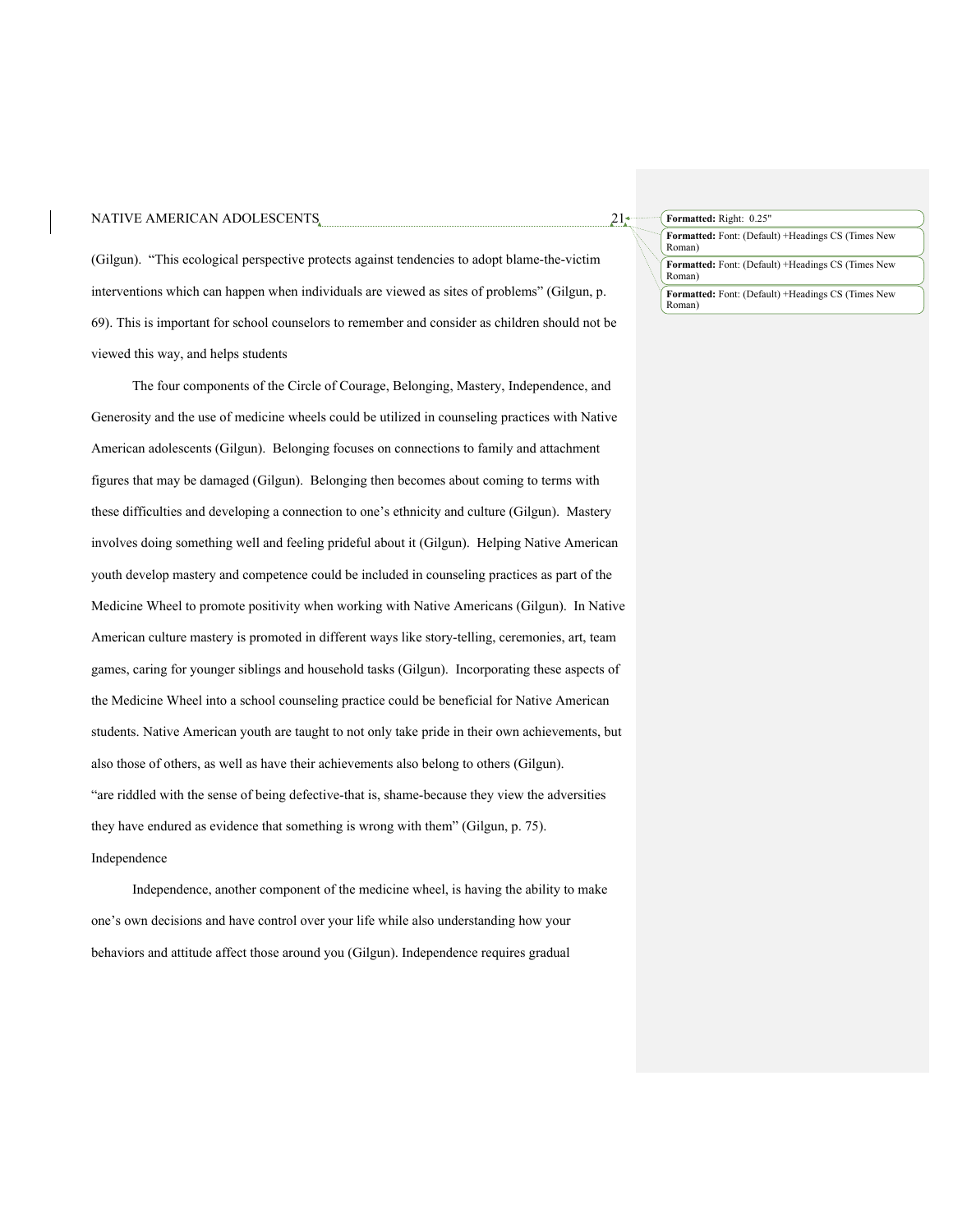(Gilgun). "This ecological perspective protects against tendencies to adopt blame-the-victim interventions which can happen when individuals are viewed as sites of problems" (Gilgun, p. 69). This is important for school counselors to remember and consider as children should not be viewed this way, and helps students

The four components of the Circle of Courage, Belonging, Mastery, Independence, and Generosity and the use of medicine wheels could be utilized in counseling practices with Native American adolescents (Gilgun). Belonging focuses on connections to family and attachment figures that may be damaged (Gilgun). Belonging then becomes about coming to terms with these difficulties and developing a connection to one's ethnicity and culture (Gilgun). Mastery involves doing something well and feeling prideful about it (Gilgun). Helping Native American youth develop mastery and competence could be included in counseling practices as part of the Medicine Wheel to promote positivity when working with Native Americans (Gilgun). In Native American culture mastery is promoted in different ways like story-telling, ceremonies, art, team games, caring for younger siblings and household tasks (Gilgun). Incorporating these aspects of the Medicine Wheel into a school counseling practice could be beneficial for Native American students. Native American youth are taught to not only take pride in their own achievements, but also those of others, as well as have their achievements also belong to others (Gilgun). "are riddled with the sense of being defective-that is, shame-because they view the adversities they have endured as evidence that something is wrong with them" (Gilgun, p. 75).

## Independence

Independence, another component of the medicine wheel, is having the ability to make one's own decisions and have control over your life while also understanding how your behaviors and attitude affect those around you (Gilgun). Independence requires gradual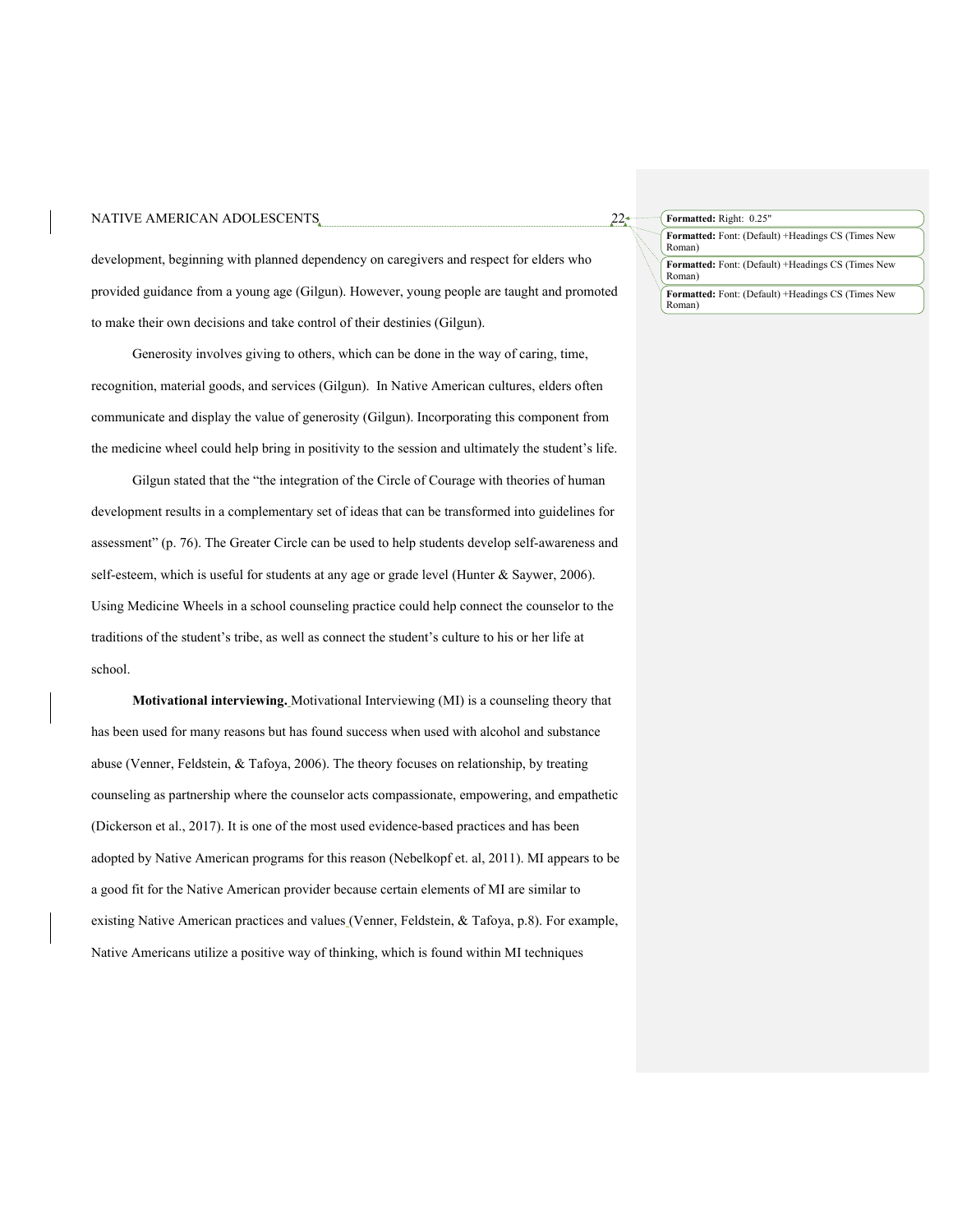development, beginning with planned dependency on caregivers and respect for elders who provided guidance from a young age (Gilgun). However, young people are taught and promoted to make their own decisions and take control of their destinies (Gilgun).

Generosity involves giving to others, which can be done in the way of caring, time, recognition, material goods, and services (Gilgun). In Native American cultures, elders often communicate and display the value of generosity (Gilgun). Incorporating this component from the medicine wheel could help bring in positivity to the session and ultimately the student's life.

Gilgun stated that the "the integration of the Circle of Courage with theories of human development results in a complementary set of ideas that can be transformed into guidelines for assessment" (p. 76). The Greater Circle can be used to help students develop self-awareness and self-esteem, which is useful for students at any age or grade level (Hunter & Saywer, 2006). Using Medicine Wheels in a school counseling practice could help connect the counselor to the traditions of the student's tribe, as well as connect the student's culture to his or her life at school.

**Motivational interviewing.** Motivational Interviewing (MI) is a counseling theory that has been used for many reasons but has found success when used with alcohol and substance abuse (Venner, Feldstein, & Tafoya, 2006). The theory focuses on relationship, by treating counseling as partnership where the counselor acts compassionate, empowering, and empathetic (Dickerson et al., 2017). It is one of the most used evidence-based practices and has been adopted by Native American programs for this reason (Nebelkopf et. al, 2011). MI appears to be a good fit for the Native American provider because certain elements of MI are similar to existing Native American practices and values (Venner, Feldstein, & Tafoya, p.8). For example, Native Americans utilize a positive way of thinking, which is found within MI techniques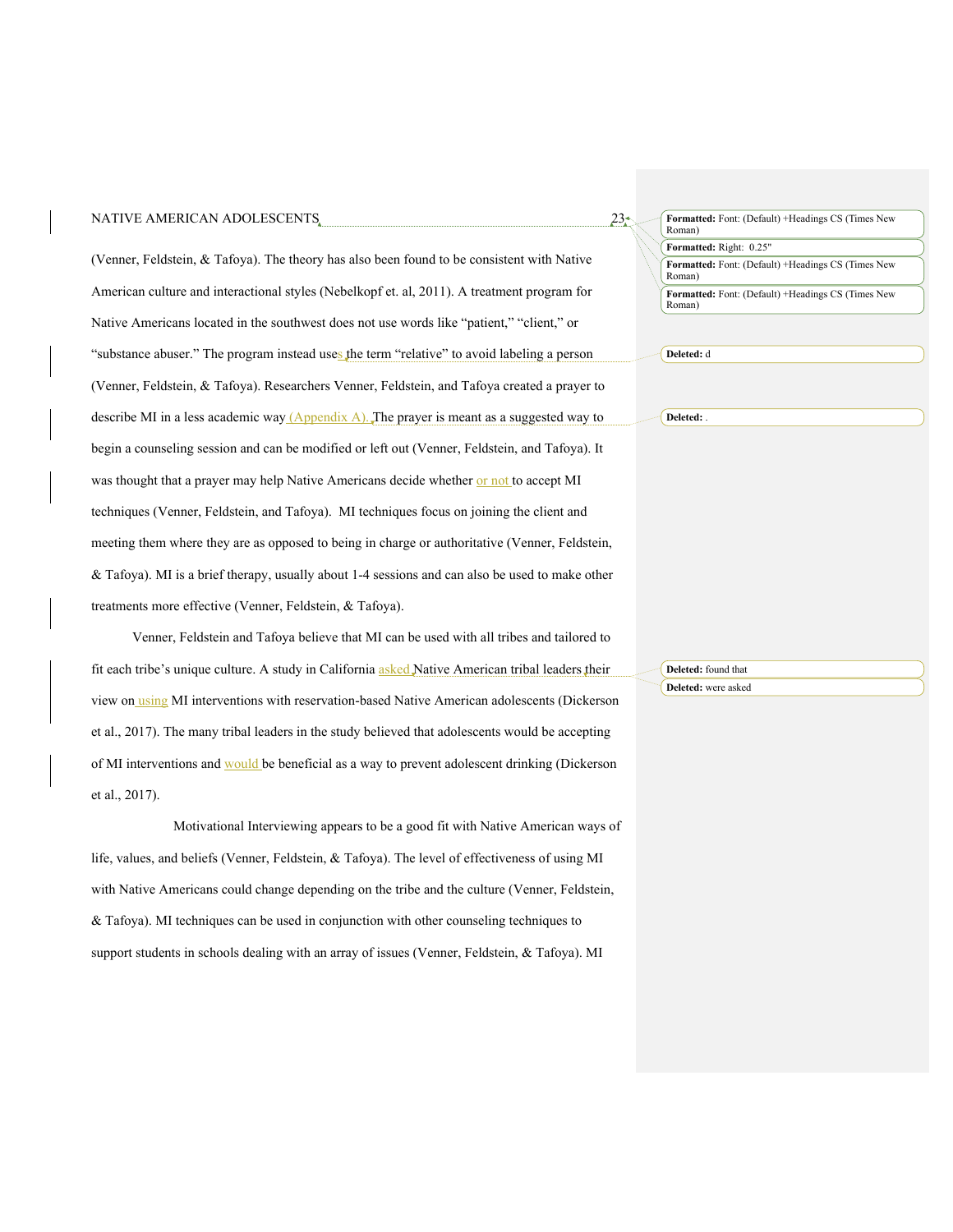(Venner, Feldstein, & Tafoya). The theory has also been found to be consistent with Native American culture and interactional styles (Nebelkopf et. al, 2011). A treatment program for Native Americans located in the southwest does not use words like "patient," "client," or "substance abuser." The program instead uses the term "relative" to avoid labeling a person (Venner, Feldstein, & Tafoya). Researchers Venner, Feldstein, and Tafoya created a prayer to describe MI in a less academic way (Appendix A). The prayer is meant as a suggested way to begin a counseling session and can be modified or left out (Venner, Feldstein, and Tafoya). It was thought that a prayer may help Native Americans decide whether or not to accept MI techniques (Venner, Feldstein, and Tafoya). MI techniques focus on joining the client and meeting them where they are as opposed to being in charge or authoritative (Venner, Feldstein, & Tafoya). MI is a brief therapy, usually about 1-4 sessions and can also be used to make other treatments more effective (Venner, Feldstein, & Tafoya).

Venner, Feldstein and Tafoya believe that MI can be used with all tribes and tailored to fit each tribe's unique culture. A study in California asked Native American tribal leaders their view on using MI interventions with reservation-based Native American adolescents (Dickerson et al., 2017). The many tribal leaders in the study believed that adolescents would be accepting of MI interventions and would be beneficial as a way to prevent adolescent drinking (Dickerson et al., 2017).

Motivational Interviewing appears to be a good fit with Native American ways of life, values, and beliefs (Venner, Feldstein, & Tafoya). The level of effectiveness of using MI with Native Americans could change depending on the tribe and the culture (Venner, Feldstein, & Tafoya). MI techniques can be used in conjunction with other counseling techniques to support students in schools dealing with an array of issues (Venner, Feldstein, & Tafoya). MI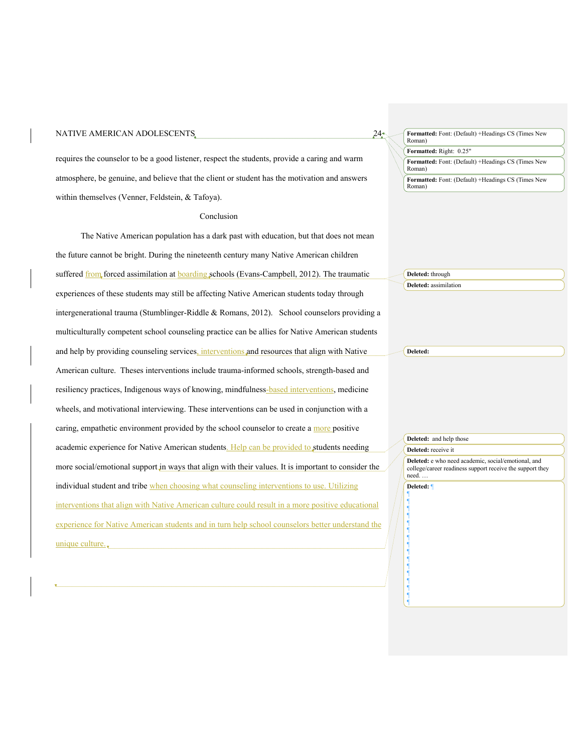requires the counselor to be a good listener, respect the students, provide a caring and warm atmosphere, be genuine, and believe that the client or student has the motivation and answers within themselves (Venner, Feldstein, & Tafoya).

## Conclusion

The Native American population has a dark past with education, but that does not mean the future cannot be bright. During the nineteenth century many Native American children suffered from forced assimilation at boarding schools (Evans-Campbell, 2012). The traumatic experiences of these students may still be affecting Native American students today through intergenerational trauma (Stumblinger-Riddle & Romans, 2012). School counselors providing a multiculturally competent school counseling practice can be allies for Native American students and help by providing counseling services, interventions and resources that align with Native American culture. Theses interventions include trauma-informed schools, strength-based and resiliency practices, Indigenous ways of knowing, mindfulness-based interventions, medicine wheels, and motivational interviewing. These interventions can be used in conjunction with a caring, empathetic environment provided by the school counselor to create a more positive academic experience for Native American students. Help can be provided to students needing more social/emotional support in ways that align with their values. It is important to consider the individual student and tribe when choosing what counseling interventions to use. Utilizing interventions that align with Native American culture could result in a more positive educational experience for Native American students and in turn help school counselors better understand the unique culture.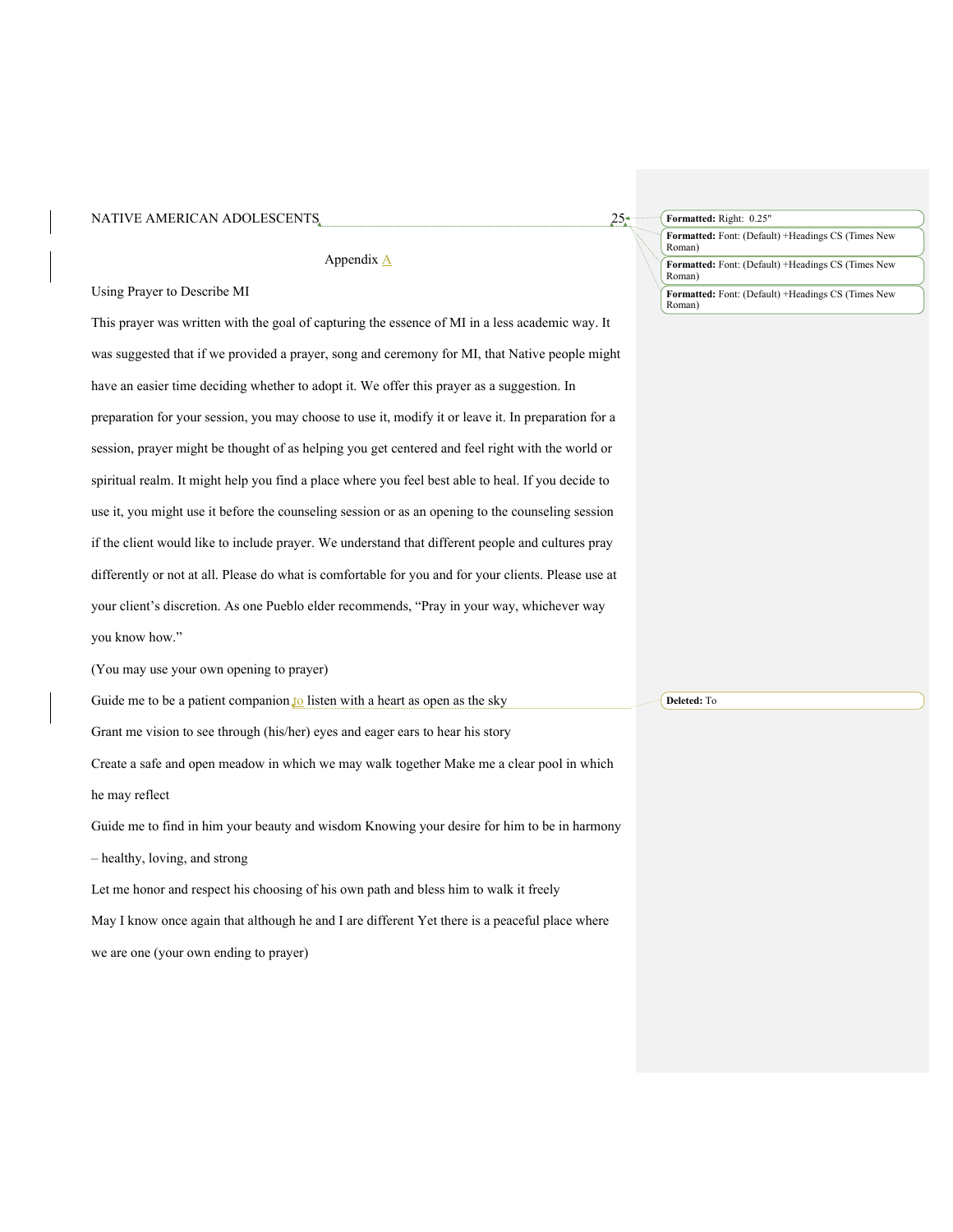## Appendix A

Using Prayer to Describe MI

This prayer was written with the goal of capturing the essence of MI in a less academic way. It was suggested that if we provided a prayer, song and ceremony for MI, that Native people might have an easier time deciding whether to adopt it. We offer this prayer as a suggestion. In preparation for your session, you may choose to use it, modify it or leave it. In preparation for a session, prayer might be thought of as helping you get centered and feel right with the world or spiritual realm. It might help you find a place where you feel best able to heal. If you decide to use it, you might use it before the counseling session or as an opening to the counseling session if the client would like to include prayer. We understand that different people and cultures pray differently or not at all. Please do what is comfortable for you and for your clients. Please use at your client's discretion. As one Pueblo elder recommends, "Pray in your way, whichever way you know how."

(You may use your own opening to prayer)

Guide me to be a patient companion to listen with a heart as open as the sky

Grant me vision to see through (his/her) eyes and eager ears to hear his story

Create a safe and open meadow in which we may walk together Make me a clear pool in which he may reflect

Guide me to find in him your beauty and wisdom Knowing your desire for him to be in harmony – healthy, loving, and strong

Let me honor and respect his choosing of his own path and bless him to walk it freely

May I know once again that although he and I are different Yet there is a peaceful place where we are one (your own ending to prayer)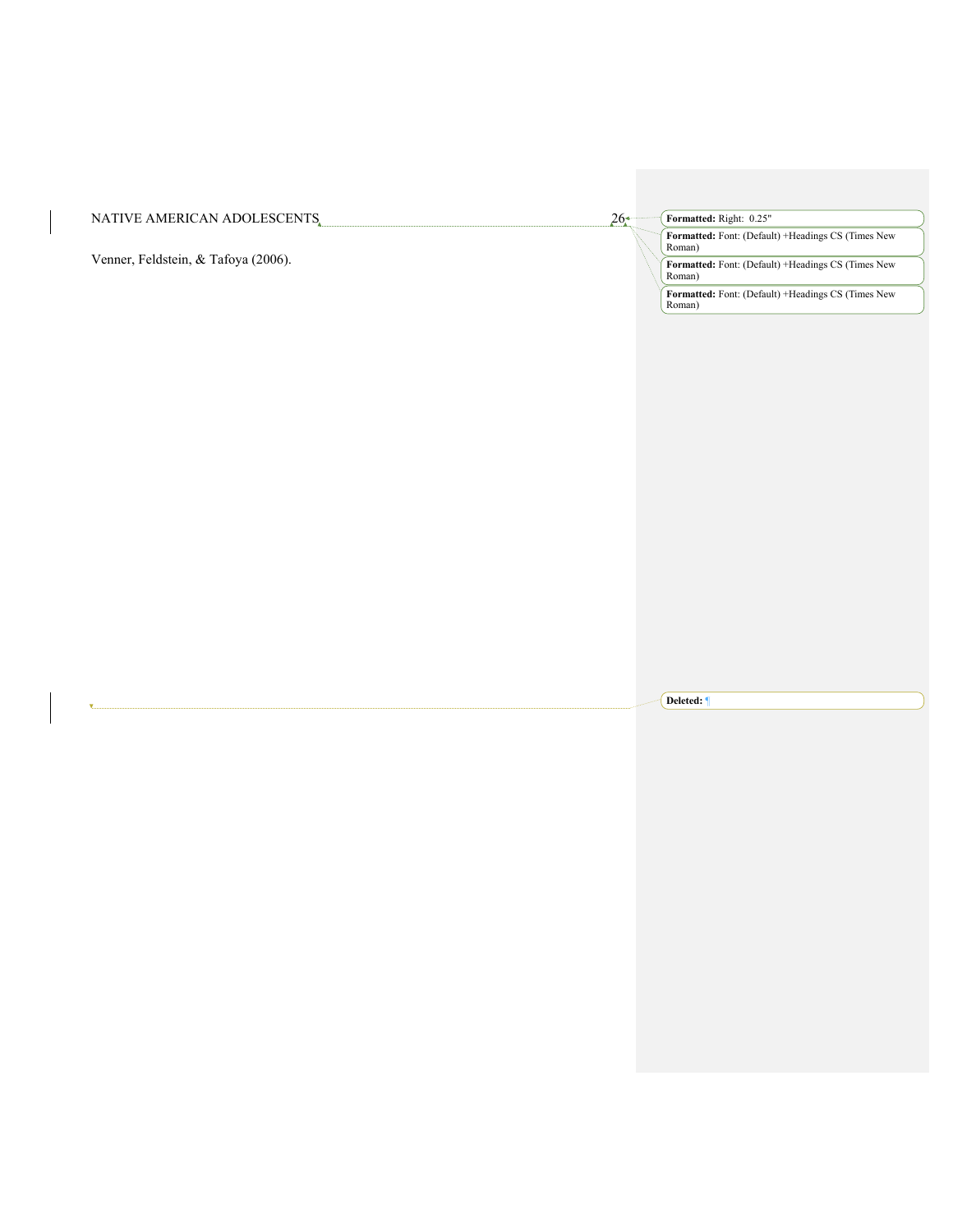Venner, Feldstein, & Tafoya (2006).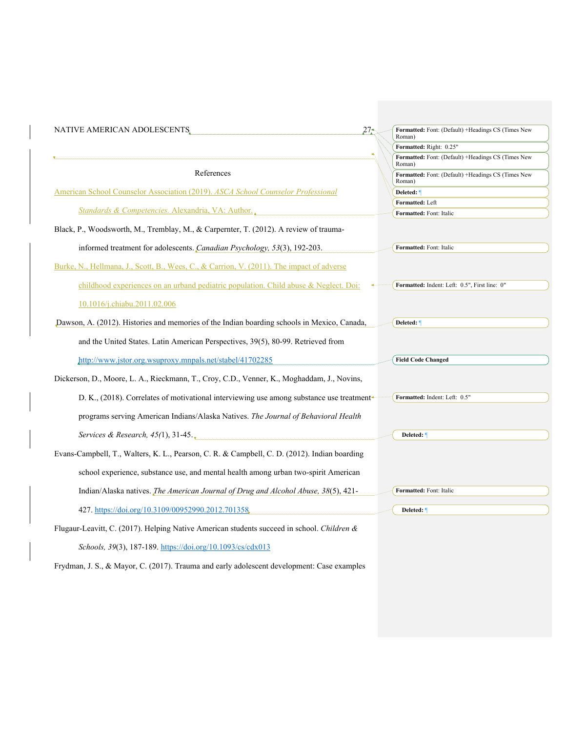## References

American School Counselor Association (2019). *ASCA School Counselor Professional Standards & Competencies.* Alexandria, VA: Author.

Black, P., Woodsworth, M., Tremblay, M., & Carpernter, T. (2012). A review of trauma-informed treatment for adolescents. *Canadian Psychology, 53*(3), 192-203.

Burke, N., Hellmana, J., Scott, B., Wees, C., & Carrion, V. (2011). The impact of adverse childhood experiences on an urbanl pediatric population. Child abuse & Neglect. Doi: 10.1016/j.chiabu.2011.02.006

Dawson, A. (2012). Histories and memories of the Indian boarding schools in Mexico, Canada, and the United States. Latin American Perspectives, 39(5), 80-99. Retrieved from http://www.jstor.org.wsuproxy.mnpals.net/stabel/41702285

Dickerson, D., Moore, L. A., Rieckmann, T., Croy, C.D., Venner, K., Moghaddam, J., Novins, D. K., (2018). Correlates of motivational interviewing use among substance use treatment programs serving American Indians/Alaska Natives. *The Journal of Behavioral Health Services & Research, 45(*1), 31-45.

Evans-Campbell, T., Walters, K. L., Pearson, C. R. & Campbell, C. D. (2012). Indian boarding school experience, substance use, and mental health among urban two-spirit American Indian/Alaska natives. *The American Journal of Drug and Alcohol Abuse, 38*(5), 421-427. https://doi.org/10.3109/00952990.2012.701358

Flugaur-Leavitt, C. (2017). Helping Native American students succeed in school. *Children & Schools, 39*(3), 187-189. https://doi.org/10.1093/cs/cdx013

Frydman, J. S., & Mayor, C. (2017). Trauma and early adolescent development: Case examples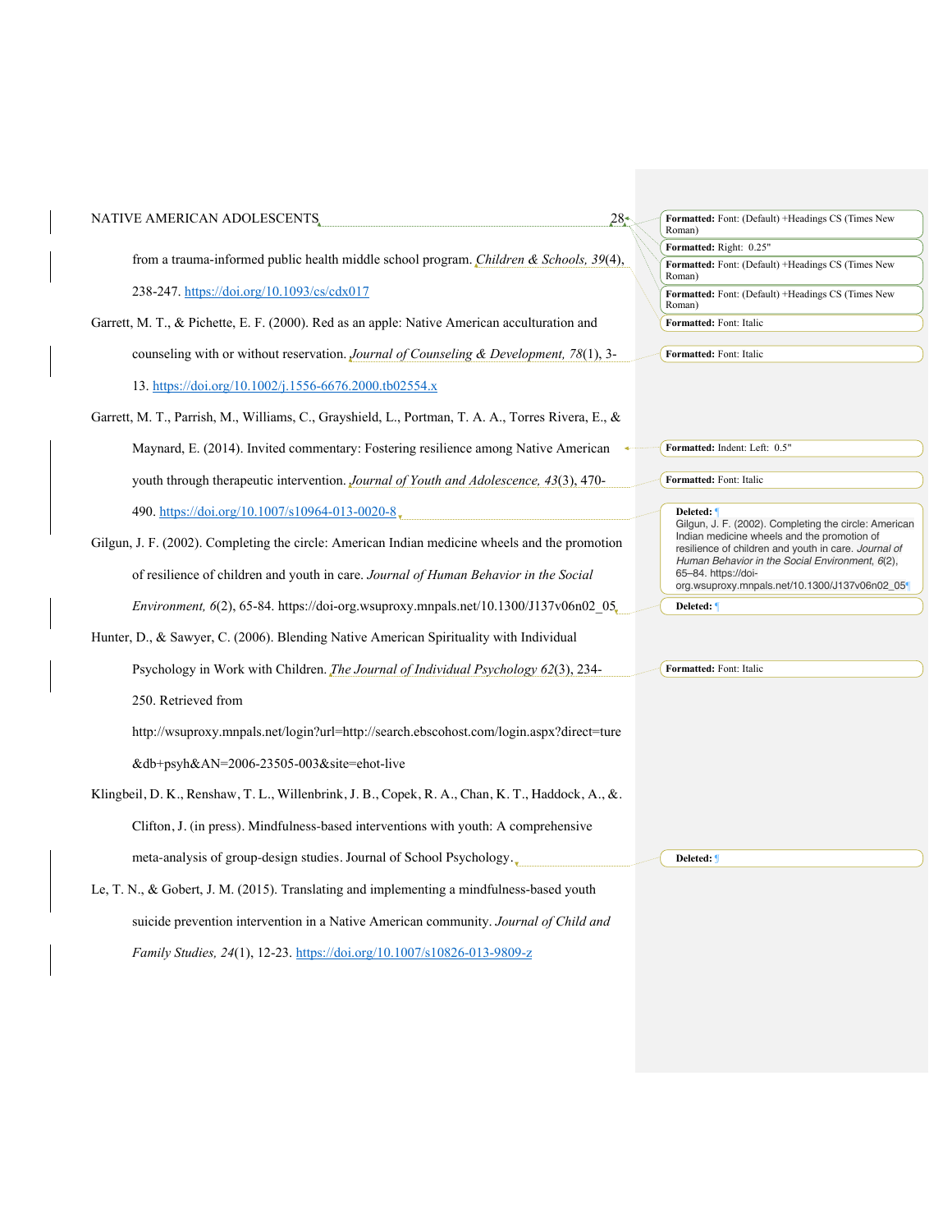from a trauma-informed public health middle school program. *Children & Schools, 39*(4), 238-247. https://doi.org/10.1093/cs/cdx017

Garrett, M. T., & Pichette, E. F. (2000). Red as an apple: Native American acculturation and counseling with or without reservation. *Journal of Counseling & Development, 78*(1), 3-13. https://doi.org/10.1002/j.1556-6676.2000.tb02554.x

Garrett, M. T., Parrish, M., Williams, C., Grayshield, L., Portman, T. A. A., Torres Rivera, E., & Maynard, E. (2014). Invited commentary: Fostering resilience among Native American youth through therapeutic intervention. *Journal of Youth and Adolescence, 43*(3), 470-490. https://doi.org/10.1007/s10964-013-0020-8

Gilgun, J. F. (2002). Completing the circle: American Indian medicine wheels and the promotion of resilience of children and youth in care. *Journal of Human Behavior in the Social Environment, 6*(2), 65-84. https://doi-org.wsuproxy.mnpals.net/10.1300/J137v06n02_05

Hunter, D., & Sawyer, C. (2006). Blending Native American Spirituality with Individual Psychology in Work with Children. *The Journal of Individual Psychology 62*(3), 234-250. Retrieved from http://wsuproxy.mnpals.net/login?url=http://search.ebscohost.com/login.aspx?direct=ture&db+psyh&AN=2006-23505-003&site=ehot-live

Klingbeil, D. K., Renshaw, T. L., Willenbrink, J. B., Copek, R. A., Chan, K. T., Haddock, A., &. Clifton, J. (in press). Mindfulness-based interventions with youth: A comprehensive meta-analysis of group-design studies. Journal of School Psychology.

Le, T. N., & Gobert, J. M. (2015). Translating and implementing a mindfulness-based youth suicide prevention intervention in a Native American community. *Journal of Child and Family Studies, 24*(1), 12-23. https://doi.org/10.1007/s10826-013-9809-z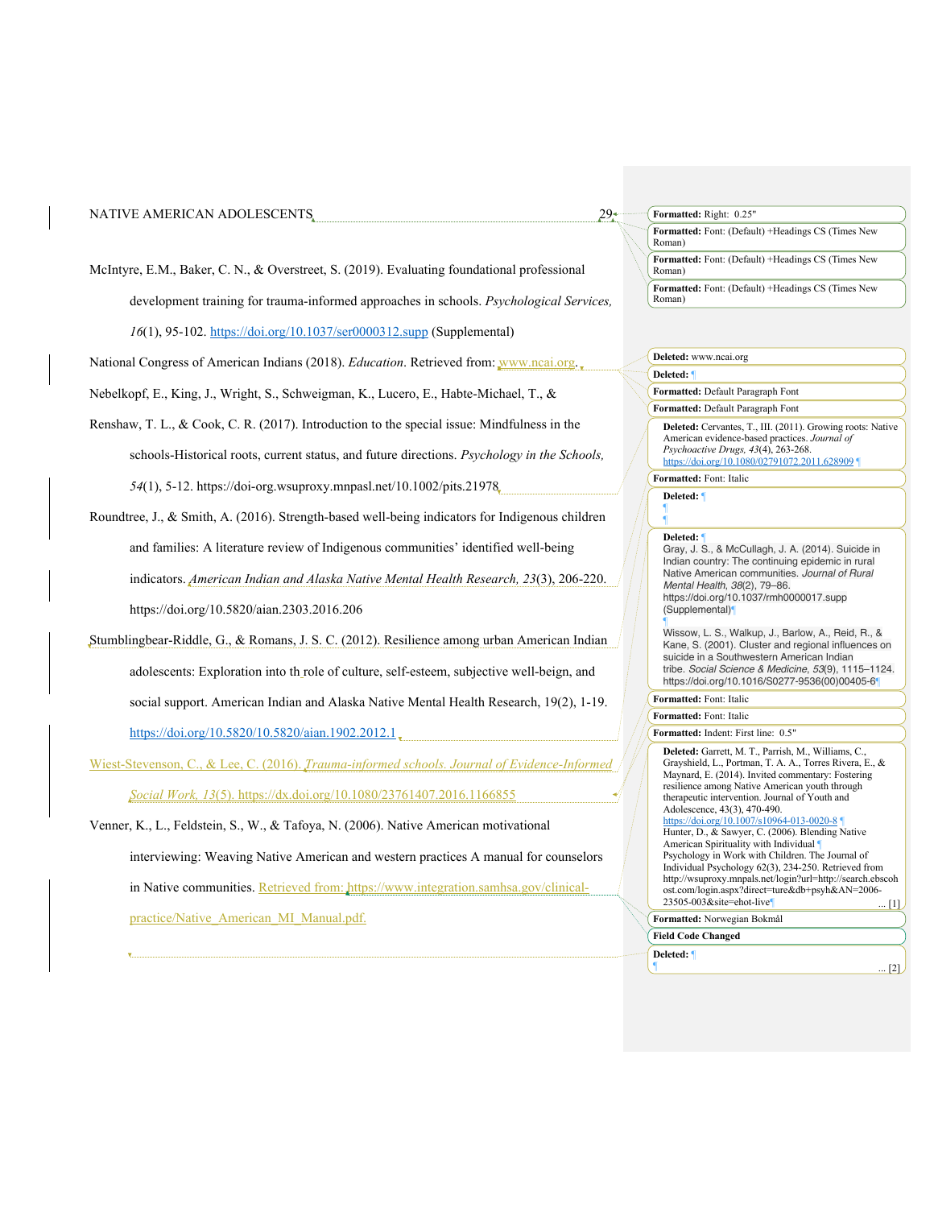McIntyre, E.M., Baker, C. N., & Overstreet, S. (2019). Evaluating foundational professional development training for trauma-informed approaches in schools. *Psychological Services, 16*(1), 95-102. https://doi.org/10.1037/ser0000312.supp (Supplemental)

National Congress of American Indians (2018). *Education*. Retrieved from: www.ncai.org.

Nebelkopf, E., King, J., Wright, S., Schweigman, K., Lucero, E., Habte-Michael, T., &

Renshaw, T. L., & Cook, C. R. (2017). Introduction to the special issue: Mindfulness in the schools-Historical roots, current status, and future directions. *Psychology in the Schools, 54*(1), 5-12. https://doi-org.wsuproxy.mnpasl.net/10.1002/pits.21978

Roundtree, J., & Smith, A. (2016). Strength-based well-being indicators for Indigenous children and families: A literature review of Indigenous communities' identified well-being indicators. *American Indian and Alaska Native Mental Health Research, 23*(3), 206-220. https://doi.org/10.5820/aian.2303.2016.206

Stumblingbear-Riddle, G., & Romans, J. S. C. (2012). Resilience among urban American Indian adolescents: Exploration into th role of culture, self-esteem, subjective well-beign, and social support. American Indian and Alaska Native Mental Health Research, 19(2), 1-19. https://doi.org/10.5820/10.5820/aian.1902.2012.1

Wiest-Stevenson, C., & Lee, C. (2016). *Trauma-informed schools. Journal of Evidence-Informed Social Work, 13*(5). https://dx.doi.org/10.1080/23761407.2016.1166855

Venner, K., L., Feldstein, S., W., & Tafoya, N. (2006). Native American motivational interviewing: Weaving Native American and western practices A manual for counselors in Native communities. Retrieved from: https://www.integration.samhsa.gov/clinical-practice/Native_American_MI_Manual.pdf.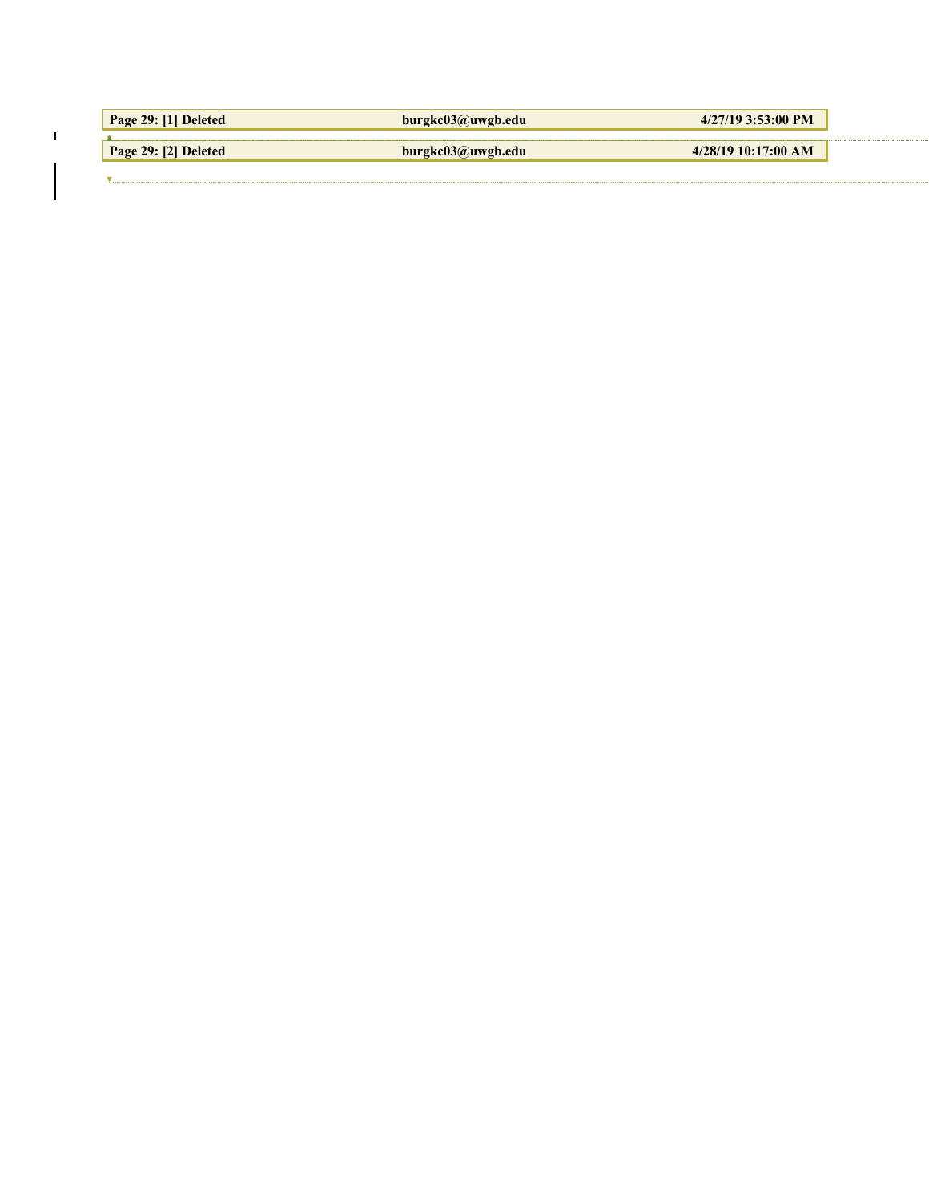| Page 29: [1] Deleted | burgkc03@uwgb.edu | 4/27/19 3:53:00 PM |
| --- | --- | --- |

| Page 29: [2] Deleted | burgkc03@uwgb.edu | 4/28/19 10:17:00 AM |
| --- | --- | --- |